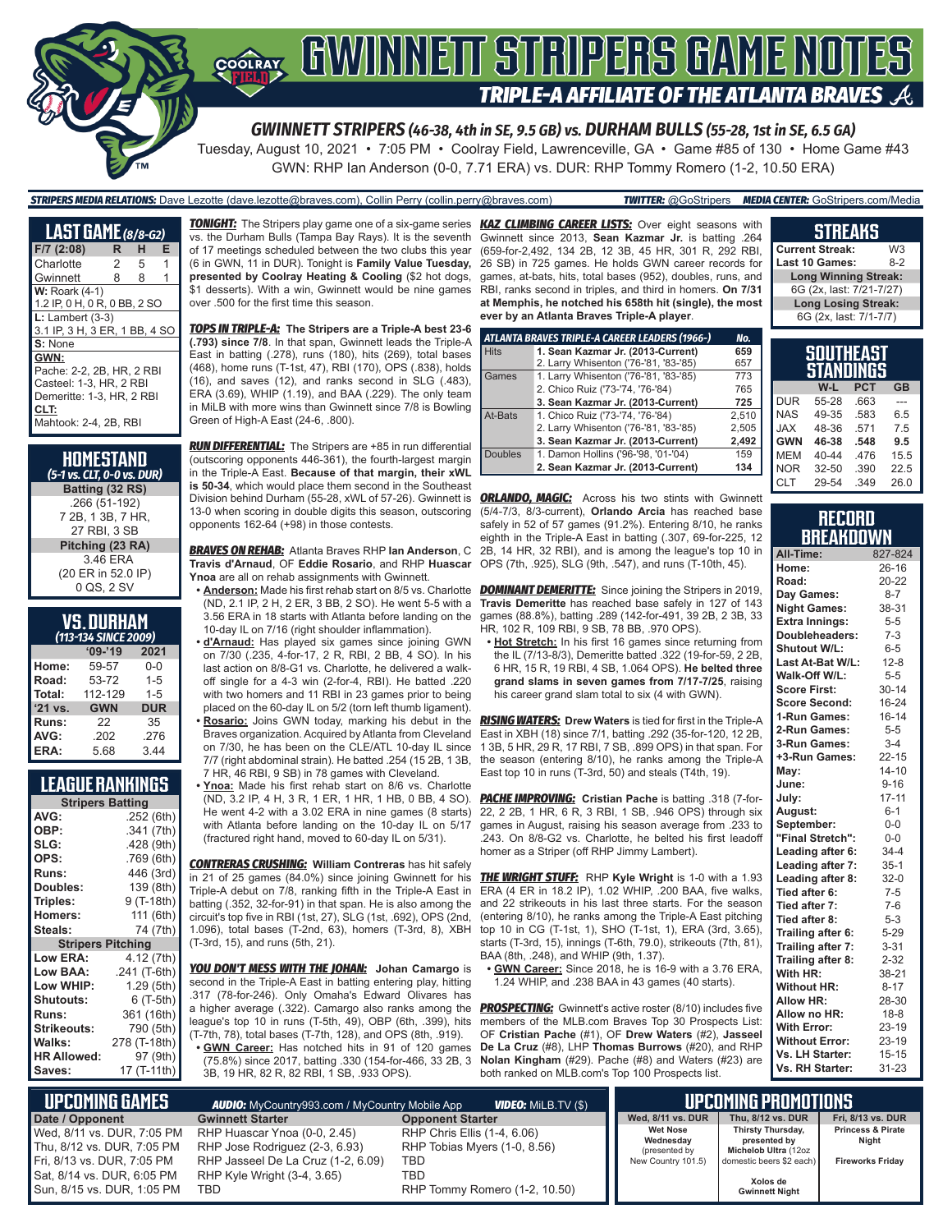# GWINNETT STRIPERS GAME NOTES

## TRIPLE-A AFFILIATE OF THE ATLANTA BRAVES

### GWINNETT STRIPERS (46-38, 4th in SE, 9.5 GB) vs. DURHAM BULLS (55-28, 1st in SE, 6.5 GA)

Tuesday, August 10, 2021 • 7:05 PM • Coolray Field, Lawrenceville, GA • Game #85 of 130 • Home Game #43

GWN: RHP Ian Anderson (0-0, 7.71 ERA) vs. DUR: RHP Tommy Romero (1-2, 10.50 ERA)

**STRIPERS MEDIA RELATIONS:** Dave Lezotte (dave.lezotte@braves.com), Collin Perry (collin.perry@braves.com) **TWITTER:** @GoStripers **MEDIA CENTER:** GoStripers.com/Media

## LAST GAME (8/8-G2)

| F/7 (2:08) | R | H | E |
|---|---|---|---|
| Charlotte | 2 | 5 | 1 |
| Gwinnett | 8 | 8 | 1 |

**W:** Roark (4-1)
1.2 IP, 0 H, 0 R, 0 BB, 2 SO

**L:** Lambert (3-3)
3.1 IP, 3 H, 3 ER, 1 BB, 4 SO

**S:** None

**GWN:**
Pache: 2-2, 2B, HR, 2 RBI
Casteel: 1-3, HR, 2 RBI
Demeritte: 1-3, HR, 2 RBI

**CLT:**
Mahtook: 2-4, 2B, RBI

## HOMESTAND
*(5-1 vs. CLT, 0-0 vs. DUR)*

**Batting (32 RS)**
.266 (51-192)
7 2B, 1 3B, 7 HR,
27 RBI, 3 SB

**Pitching (23 RA)**
3.46 ERA
(20 ER in 52.0 IP)
0 QS, 2 SV

## VS. DURHAM
*(113-134 SINCE 2009)*

| | '09-'19 | 2021 |
|---|---|---|
| Home: | 59-57 | 0-0 |
| Road: | 53-72 | 1-5 |
| Total: | 112-129 | 1-5 |
| '21 vs. | GWN | DUR |
| Runs: | 22 | 35 |
| AVG: | .202 | .276 |
| ERA: | 5.68 | 3.44 |

## LEAGUE RANKINGS

| Stripers Batting | |
|---|---|
| AVG: | .252 (6th) |
| OBP: | .341 (7th) |
| SLG: | .428 (9th) |
| OPS: | .769 (6th) |
| Runs: | 446 (3rd) |
| Doubles: | 139 (8th) |
| Triples: | 9 (T-18th) |
| Homers: | 111 (6th) |
| Steals: | 74 (7th) |
| **Stripers Pitching** | |
| Low ERA: | 4.12 (7th) |
| Low BAA: | .241 (T-6th) |
| Low WHIP: | 1.29 (5th) |
| Shutouts: | 6 (T-5th) |
| Runs: | 361 (16th) |
| Strikeouts: | 790 (5th) |
| Walks: | 278 (T-18th) |
| HR Allowed: | 97 (9th) |
| Saves: | 17 (T-11th) |

**TONIGHT:** The Stripers play game one of a six-game series vs. the Durham Bulls (Tampa Bay Rays). It is the seventh of 17 meetings scheduled between the two clubs this year (6 in GWN, 11 in DUR). Tonight is **Family Value Tuesday, presented by Coolray Heating & Cooling** ($2 hot dogs, $1 desserts). With a win, Gwinnett would be nine games over .500 for the first time this season.

**TOPS IN TRIPLE-A:** **The Stripers are a Triple-A best 23-6 (.793) since 7/8**. In that span, Gwinnett leads the Triple-A East in batting (.278), runs (180), hits (269), total bases (468), home runs (T-1st, 47), RBI (170), OPS (.838), holds (16), and saves (12), and ranks second in SLG (.483), ERA (3.69), WHIP (1.19), and BAA (.229). The only team in MiLB with more wins than Gwinnett since 7/8 is Bowling Green of High-A East (24-6, .800).

**RUN DIFFERENTIAL:** The Stripers are +85 in run differential (outscoring opponents 446-361), the fourth-largest margin in the Triple-A East. **Because of that margin, their xWL is 50-34**, which would place them second in the Southeast Division behind Durham (55-28, xWL of 57-26). Gwinnett is 13-0 when scoring in double digits this season, outscoring opponents 162-64 (+98) in those contests.

**BRAVES ON REHAB:** Atlanta Braves RHP **Ian Anderson**, C **Travis d'Arnaud**, OF **Eddie Rosario**, and RHP **Huascar Ynoa** are all on rehab assignments with Gwinnett.

- **Anderson:** Made his first rehab start on 8/5 vs. Charlotte (ND, 2.1 IP, 2 H, 2 ER, 3 BB, 2 SO). He went 5-5 with a 3.56 ERA in 18 starts with Atlanta before landing on the 10-day IL on 7/16 (right shoulder inflammation).
- **d'Arnaud:** Has played six games since joining GWN on 7/30 (.235, 4-for-17, 2 R, RBI, 2 BB, 4 SO). In his last action on 8/8-G1 vs. Charlotte, he delivered a walk-off single for a 4-3 win (2-for-4, RBI). He batted .220 with two homers and 11 RBI in 23 games prior to being placed on the 60-day IL on 5/2 (torn left thumb ligament).
- **Rosario:** Joins GWN today, marking his debut in the Braves organization. Acquired by Atlanta from Cleveland on 7/30, he has been on the CLE/ATL 10-day IL since 7/7 (right abdominal strain). He batted .254 (15 2B, 1 3B, 7 HR, 46 RBI, 9 SB) in 78 games with Cleveland.
- **Ynoa:** Made his first rehab start on 8/6 vs. Charlotte (ND, 3.2 IP, 4 H, 3 R, 1 ER, 1 HR, 1 HB, 0 BB, 4 SO). He went 4-2 with a 3.02 ERA in nine games (8 starts) with Atlanta before landing on the 10-day IL on 5/17 (fractured right hand, moved to 60-day IL on 5/31).

**CONTRERAS CRUSHING:** **William Contreras** has hit safely in 21 of 25 games (84.0%) since joining Gwinnett for his Triple-A debut on 7/8, ranking fifth in the Triple-A East in batting (.352, 32-for-91) in that span. He is also among the circuit's top five in RBI (1st, 27), SLG (1st, .692), OPS (2nd, 1.096), total bases (T-2nd, 63), homers (T-3rd, 8), XBH (T-3rd, 15), and runs (5th, 21).

**YOU DON'T MESS WITH THE JOHAN:** **Johan Camargo** is second in the Triple-A East in batting entering play, hitting .317 (78-for-246). Only Omaha's Edward Olivares has a higher average (.322). Camargo also ranks among the league's top 10 in runs (T-5th, 49), OBP (6th, .399), hits (T-7th, 78), total bases (T-7th, 128), and OPS (8th, .919).

- **GWN Career:** Has notched hits in 91 of 120 games (75.8%) since 2017, batting .330 (154-for-466, 33 2B, 3 3B, 19 HR, 82 R, 82 RBI, 1 SB, .933 OPS).

**KAZ CLIMBING CAREER LISTS:** Over eight seasons with Gwinnett since 2013, **Sean Kazmar Jr.** is batting .264 (659-for-2,492, 134 2B, 12 3B, 45 HR, 301 R, 292 RBI, 26 SB) in 725 games. He holds GWN career records for games, at-bats, hits, total bases (952), doubles, runs, and RBI, ranks second in triples, and third in homers. **On 7/31 at Memphis, he notched his 658th hit (single), the most ever by an Atlanta Braves Triple-A player**.

| ATLANTA BRAVES TRIPLE-A CAREER LEADERS (1966-) | | No. |
|---|---|---|
| Hits | **1. Sean Kazmar Jr. (2013-Current)** | **659** |
| | 2. Larry Whisenton ('76-'81, '83-'85) | 657 |
| Games | 1. Larry Whisenton ('76-'81, '83-'85) | 773 |
| | 2. Chico Ruiz ('73-'74, '76-'84) | 765 |
| | **3. Sean Kazmar Jr. (2013-Current)** | **725** |
| At-Bats | 1. Chico Ruiz ('73-'74, '76-'84) | 2,510 |
| | 2. Larry Whisenton ('76-'81, '83-'85) | 2,505 |
| | **3. Sean Kazmar Jr. (2013-Current)** | **2,492** |
| Doubles | 1. Damon Hollins ('96-'98, '01-'04) | 159 |
| | **2. Sean Kazmar Jr. (2013-Current)** | **134** |

**ORLANDO, MAGIC:** Across his two stints with Gwinnett (5/4-7/3, 8/3-current), **Orlando Arcia** has reached base safely in 52 of 57 games (91.2%). Entering 8/10, he ranks eighth in the Triple-A East in batting (.307, 69-for-225, 12 2B, 14 HR, 32 RBI), and is among the league's top 10 in OPS (7th, .925), SLG (9th, .547), and runs (T-10th, 45).

**DOMINANT DEMERITTE:** Since joining the Stripers in 2019, **Travis Demeritte** has reached base safely in 127 of 143 games (88.8%), batting .289 (142-for-491, 39 2B, 2 3B, 33 HR, 102 R, 109 RBI, 9 SB, 78 BB, .970 OPS).

- **Hot Stretch:** In his first 16 games since returning from the IL (7/13-8/3), Demeritte batted .322 (19-for-59, 2 2B, 6 HR, 15 R, 19 RBI, 4 SB, 1.064 OPS). **He belted three grand slams in seven games from 7/17-7/25**, raising his career grand slam total to six (4 with GWN).

**RISING WATERS:** **Drew Waters** is tied for first in the Triple-A East in XBH (18) since 7/1, batting .292 (35-for-120, 12 2B, 1 3B, 5 HR, 29 R, 17 RBI, 7 SB, .899 OPS) in that span. For the season (entering 8/10), he ranks among the Triple-A East top 10 in runs (T-3rd, 50) and steals (T4th, 19).

**PACHE IMPROVING:** **Cristian Pache** is batting .318 (7-for-22, 2 2B, 1 HR, 6 R, 3 RBI, 1 SB, .946 OPS) through six games in August, raising his season average from .233 to .243. On 8/8-G2 vs. Charlotte, he belted his first leadoff homer as a Striper (off RHP Jimmy Lambert).

**THE WRIGHT STUFF:** RHP **Kyle Wright** is 1-0 with a 1.93 ERA (4 ER in 18.2 IP), 1.02 WHIP, .200 BAA, five walks, and 22 strikeouts in his last three starts. For the season (entering 8/10), he ranks among the Triple-A East pitching top 10 in CG (T-1st, 1), SHO (T-1st, 1), ERA (3rd, 3.65), starts (T-3rd, 15), innings (T-6th, 79.0), strikeouts (7th, 81), BAA (8th, .248), and WHIP (9th, 1.37).

- **GWN Career:** Since 2018, he is 16-9 with a 3.76 ERA, 1.24 WHIP, and .238 BAA in 43 games (40 starts).

**PROSPECTING:** Gwinnett's active roster (8/10) includes five members of the MLB.com Braves Top 30 Prospects List: OF **Cristian Pache** (#1), OF **Drew Waters** (#2), **Jasseel De La Cruz** (#8), LHP **Thomas Burrows** (#20), and RHP **Nolan Kingham** (#29). Pache (#8) and Waters (#23) are both ranked on MLB.com's Top 100 Prospects List.

## STREAKS

| | |
|---|---|
| Current Streak: | W3 |
| Last 10 Games: | 8-2 |
| **Long Winning Streak:** | |
| 6G (2x, last: 7/21-7/27) | |
| **Long Losing Streak:** | |
| 6G (2x, last: 7/1-7/7) | |

## SOUTHEAST STANDINGS

| | W-L | PCT | GB |
|---|---|---|---|
| DUR | 55-28 | .663 | --- |
| NAS | 49-35 | .583 | 6.5 |
| JAX | 48-36 | .571 | 7.5 |
| **GWN** | **46-38** | **.548** | **9.5** |
| MEM | 40-44 | .476 | 15.5 |
| NOR | 32-50 | .390 | 22.5 |
| CLT | 29-54 | .349 | 26.0 |

## RECORD BREAKDOWN

| | |
|---|---|
| All-Time: | 827-824 |
| Home: | 26-16 |
| Road: | 20-22 |
| Day Games: | 8-7 |
| Night Games: | 38-31 |
| Extra Innings: | 5-5 |
| Doubleheaders: | 7-3 |
| Shutout W/L: | 6-5 |
| Last At-Bat W/L: | 12-8 |
| Walk-Off W/L: | 5-5 |
| Score First: | 30-14 |
| Score Second: | 16-24 |
| 1-Run Games: | 16-14 |
| 2-Run Games: | 5-5 |
| 3-Run Games: | 3-4 |
| +3-Run Games: | 22-15 |
| May: | 14-10 |
| June: | 9-16 |
| July: | 17-11 |
| August: | 6-1 |
| September: | 0-0 |
| "Final Stretch": | 0-0 |
| Leading after 6: | 34-4 |
| Leading after 7: | 35-1 |
| Leading after 8: | 32-0 |
| Tied after 6: | 7-5 |
| Tied after 7: | 7-6 |
| Tied after 8: | 5-3 |
| Trailing after 6: | 5-29 |
| Trailing after 7: | 3-31 |
| Trailing after 8: | 2-32 |
| With HR: | 38-21 |
| Without HR: | 8-17 |
| Allow HR: | 28-30 |
| Allow no HR: | 18-8 |
| With Error: | 23-19 |
| Without Error: | 23-19 |
| Vs. LH Starter: | 15-15 |
| Vs. RH Starter: | 31-23 |

## UPCOMING GAMES

**AUDIO:** MyCountry993.com / MyCountry Mobile App **VIDEO:** MiLB.TV ($)

| Date / Opponent | Gwinnett Starter | Opponent Starter |
|---|---|---|
| Wed, 8/11 vs. DUR, 7:05 PM | RHP Huascar Ynoa (0-0, 2.45) | RHP Chris Ellis (1-4, 6.06) |
| Thu, 8/12 vs. DUR, 7:05 PM | RHP Jose Rodriguez (2-3, 6.93) | RHP Tobias Myers (1-0, 8.56) |
| Fri, 8/13 vs. DUR, 7:05 PM | RHP Jasseel De La Cruz (1-2, 6.09) | TBD |
| Sat, 8/14 vs. DUR, 6:05 PM | RHP Kyle Wright (3-4, 3.65) | TBD |
| Sun, 8/15 vs. DUR, 1:05 PM | TBD | RHP Tommy Romero (1-2, 10.50) |

## UPCOMING PROMOTIONS

| Wed, 8/11 vs. DUR | Thu, 8/12 vs. DUR | Fri, 8/13 vs. DUR |
|---|---|---|
| **Wet Nose Wednesday** (presented by New Country 101.5) | **Thirsty Thursday, presented by Michelob Ultra** (12oz domestic beers $2 each) | **Princess & Pirate Night** |
| | **Xolos de Gwinnett Night** | **Fireworks Friday** |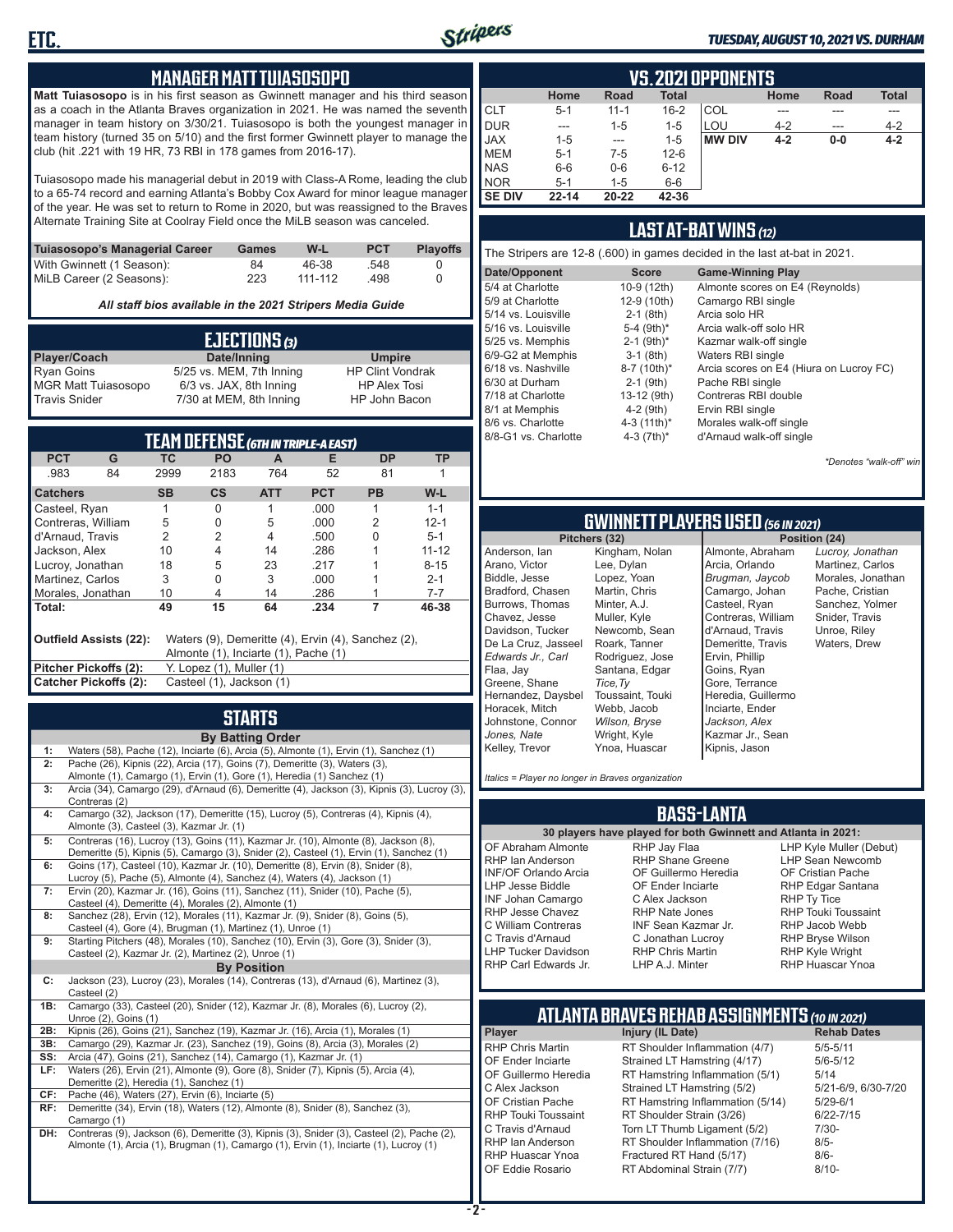## MANAGER MATT TUIASOSOPO

**Matt Tuiasosopo** is in his first season as Gwinnett manager and his third season as a coach in the Atlanta Braves organization in 2021. He was named the seventh manager in team history on 3/30/21. Tuiasosopo is both the youngest manager in team history (turned 35 on 5/10) and the first former Gwinnett player to manage the club (hit .221 with 19 HR, 73 RBI in 178 games from 2016-17).

Tuiasosopo made his managerial debut in 2019 with Class-A Rome, leading the club to a 65-74 record and earning Atlanta's Bobby Cox Award for minor league manager of the year. He was set to return to Rome in 2020, but was reassigned to the Braves Alternate Training Site at Coolray Field once the MiLB season was canceled.

| Tuiasosopo's Managerial Career | Games | W-L | PCT | Playoffs |
|---|---|---|---|---|
| With Gwinnett (1 Season): | 84 | 46-38 | .548 | 0 |
| MiLB Career (2 Seasons): | 223 | 111-112 | .498 | 0 |

*All staff bios available in the 2021 Stripers Media Guide*

## EJECTIONS (3)

| Player/Coach | Date/Inning | Umpire |
|---|---|---|
| Ryan Goins | 5/25 vs. MEM, 7th Inning | HP Clint Vondrak |
| MGR Matt Tuiasosopo | 6/3 vs. JAX, 8th Inning | HP Alex Tosi |
| Travis Snider | 7/30 at MEM, 8th Inning | HP John Bacon |

## TEAM DEFENSE (6TH IN TRIPLE-A EAST)

| PCT | G | TC | PO | A | E | DP | TP |
|---|---|---|---|---|---|---|---|
| .983 | 84 | 2999 | 2183 | 764 | 52 | 81 | 1 |

| Catchers | SB | CS | ATT | PCT | PB | W-L |
|---|---|---|---|---|---|---|
| Casteel, Ryan | 1 | 0 | 1 | .000 | 1 | 1-1 |
| Contreras, William | 5 | 0 | 5 | .000 | 2 | 12-1 |
| d'Arnaud, Travis | 2 | 2 | 4 | .500 | 0 | 5-1 |
| Jackson, Alex | 10 | 4 | 14 | .286 | 1 | 11-12 |
| Lucroy, Jonathan | 18 | 5 | 23 | .217 | 1 | 8-15 |
| Martinez, Carlos | 3 | 0 | 3 | .000 | 1 | 2-1 |
| Morales, Jonathan | 10 | 4 | 14 | .286 | 1 | 7-7 |
| **Total:** | **49** | **15** | **64** | **.234** | **7** | **46-38** |

**Outfield Assists (22):** Waters (9), Demeritte (4), Ervin (4), Sanchez (2), Almonte (1), Inciarte (1), Pache (1)
**Pitcher Pickoffs (2):** Y. Lopez (1), Muller (1)
**Catcher Pickoffs (2):** Casteel (1), Jackson (1)

## STARTS

**By Batting Order**

| | |
|---|---|
| 1: | Waters (58), Pache (12), Inciarte (6), Arcia (5), Almonte (1), Ervin (1), Sanchez (1) |
| 2: | Pache (26), Kipnis (22), Arcia (17), Goins (7), Demeritte (3), Waters (3), Almonte (1), Camargo (1), Ervin (1), Gore (1), Heredia (1) Sanchez (1) |
| 3: | Arcia (34), Camargo (29), d'Arnaud (6), Demeritte (4), Jackson (3), Kipnis (3), Lucroy (3), Contreras (2) |
| 4: | Camargo (32), Jackson (17), Demeritte (15), Lucroy (5), Contreras (4), Kipnis (4), Almonte (3), Casteel (3), Kazmar Jr. (1) |
| 5: | Contreras (16), Lucroy (13), Goins (11), Kazmar Jr. (10), Almonte (8), Jackson (8), Demeritte (5), Kipnis (5), Camargo (3), Snider (2), Casteel (1), Ervin (1), Sanchez (1) |
| 6: | Goins (17), Casteel (10), Kazmar Jr. (10), Demeritte (8), Ervin (8), Snider (8), Lucroy (5), Pache (5), Almonte (4), Sanchez (4), Waters (4), Jackson (1) |
| 7: | Ervin (20), Kazmar Jr. (16), Goins (11), Sanchez (11), Snider (10), Pache (5), Casteel (4), Demeritte (4), Morales (2), Almonte (1) |
| 8: | Sanchez (28), Ervin (12), Morales (11), Kazmar Jr. (9), Snider (8), Goins (5), Casteel (4), Gore (4), Brugman (1), Martinez (1), Unroe (1) |
| 9: | Starting Pitchers (48), Morales (10), Sanchez (10), Ervin (3), Gore (3), Snider (3), Casteel (2), Kazmar Jr. (2), Martinez (2), Unroe (1) |

**By Position**

| | |
|---|---|
| C: | Jackson (23), Lucroy (23), Morales (14), Contreras (13), d'Arnaud (6), Martinez (3), Casteel (2) |
| 1B: | Camargo (33), Casteel (20), Snider (12), Kazmar Jr. (8), Morales (6), Lucroy (2), Unroe (2), Goins (1) |
| 2B: | Kipnis (26), Goins (21), Sanchez (19), Kazmar Jr. (16), Arcia (1), Morales (1) |
| 3B: | Camargo (29), Kazmar Jr. (23), Sanchez (19), Goins (8), Arcia (3), Morales (2) |
| SS: | Arcia (47), Goins (21), Sanchez (14), Camargo (1), Kazmar Jr. (1) |
| LF: | Waters (26), Ervin (21), Almonte (9), Gore (8), Snider (7), Kipnis (5), Arcia (4), Demeritte (2), Heredia (1), Sanchez (1) |
| CF: | Pache (46), Waters (27), Ervin (6), Inciarte (5) |
| RF: | Demeritte (34), Ervin (18), Waters (12), Almonte (8), Snider (8), Sanchez (3), Camargo (1) |
| DH: | Contreras (9), Jackson (6), Demeritte (3), Kipnis (3), Snider (3), Casteel (2), Pache (2), Almonte (1), Arcia (1), Brugman (1), Camargo (1), Ervin (1), Inciarte (1), Lucroy (1) |

## VS. 2021 OPPONENTS

| | Home | Road | Total | | Home | Road | Total |
|---|---|---|---|---|---|---|---|
| CLT | 5-1 | 11-1 | 16-2 | COL | --- | --- | --- |
| DUR | --- | 1-5 | 1-5 | LOU | 4-2 | --- | 4-2 |
| JAX | 1-5 | --- | 1-5 | **MW DIV** | **4-2** | **0-0** | **4-2** |
| MEM | 5-1 | 7-5 | 12-6 | | | | |
| NAS | 6-6 | 0-6 | 6-12 | | | | |
| NOR | 5-1 | 1-5 | 6-6 | | | | |
| **SE DIV** | **22-14** | **20-22** | **42-36** | | | | |

## LAST AT-BAT WINS (12)

The Stripers are 12-8 (.600) in games decided in the last at-bat in 2021.

| Date/Opponent | Score | Game-Winning Play |
|---|---|---|
| 5/4 at Charlotte | 10-9 (12th) | Almonte scores on E4 (Reynolds) |
| 5/9 at Charlotte | 12-9 (10th) | Camargo RBI single |
| 5/14 vs. Louisville | 2-1 (8th) | Arcia solo HR |
| 5/16 vs. Louisville | 5-4 (9th)* | Arcia walk-off solo HR |
| 5/25 vs. Memphis | 2-1 (9th)* | Kazmar walk-off single |
| 6/9-G2 at Memphis | 3-1 (8th) | Waters RBI single |
| 6/18 vs. Nashville | 8-7 (10th)* | Arcia scores on E4 (Hiura on Lucroy FC) |
| 6/30 at Durham | 2-1 (9th) | Pache RBI single |
| 7/18 at Charlotte | 13-12 (9th) | Contreras RBI double |
| 8/1 at Memphis | 4-2 (9th) | Ervin RBI single |
| 8/6 vs. Charlotte | 4-3 (11th)* | Morales walk-off single |
| 8/8-G1 vs. Charlotte | 4-3 (7th)* | d'Arnaud walk-off single |

*\*Denotes "walk-off" win*

## GWINNETT PLAYERS USED (56 IN 2021)

**Pitchers (32)**
Anderson, Ian
Arano, Victor
Biddle, Jesse
Bradford, Chasen
Burrows, Thomas
Chavez, Jesse
Davidson, Tucker
De La Cruz, Jasseel
*Edwards Jr., Carl*
Flaa, Jay
Greene, Shane
Hernandez, Daysbel
Horacek, Mitch
Johnstone, Connor
*Jones, Nate*
Kelley, Trevor
Kingham, Nolan
Lee, Dylan
Lopez, Yoan
Martin, Chris
Minter, A.J.
Muller, Kyle
Newcomb, Sean
Roark, Tanner
Rodriguez, Jose
Santana, Edgar
*Tice, Ty*
Toussaint, Touki
Webb, Jacob
*Wilson, Bryse*
Wright, Kyle
Ynoa, Huascar

**Position (24)**
Almonte, Abraham
Arcia, Orlando
*Brugman, Jaycob*
Camargo, Johan
Casteel, Ryan
Contreras, William
d'Arnaud, Travis
Demeritte, Travis
Ervin, Phillip
Goins, Ryan
Gore, Terrance
Heredia, Guillermo
Inciarte, Ender
*Jackson, Alex*
Kazmar Jr., Sean
Kipnis, Jason
*Lucroy, Jonathan*
Martinez, Carlos
Morales, Jonathan
Pache, Cristian
Sanchez, Yolmer
Snider, Travis
Unroe, Riley
Waters, Drew

*Italics = Player no longer in Braves organization*

## BASS-LANTA

**30 players have played for both Gwinnett and Atlanta in 2021:**

OF Abraham Almonte
RHP Ian Anderson
INF/OF Orlando Arcia
LHP Jesse Biddle
INF Johan Camargo
RHP Jesse Chavez
C William Contreras
C Travis d'Arnaud
LHP Tucker Davidson
RHP Carl Edwards Jr.
RHP Jay Flaa
RHP Shane Greene
OF Guillermo Heredia
OF Ender Inciarte
C Alex Jackson
RHP Nate Jones
INF Sean Kazmar Jr.
C Jonathan Lucroy
RHP Chris Martin
LHP A.J. Minter
LHP Kyle Muller (Debut)
LHP Sean Newcomb
OF Cristian Pache
RHP Edgar Santana
RHP Ty Tice
RHP Touki Toussaint
RHP Jacob Webb
RHP Bryse Wilson
RHP Kyle Wright
RHP Huascar Ynoa

## ATLANTA BRAVES REHAB ASSIGNMENTS (10 IN 2021)

| Player | Injury (IL Date) | Rehab Dates |
|---|---|---|
| RHP Chris Martin | RT Shoulder Inflammation (4/7) | 5/5-5/11 |
| OF Ender Inciarte | Strained LT Hamstring (4/17) | 5/6-5/12 |
| OF Guillermo Heredia | RT Hamstring Inflammation (5/1) | 5/14 |
| C Alex Jackson | Strained LT Hamstring (5/2) | 5/21-6/9, 6/30-7/20 |
| OF Cristian Pache | RT Hamstring Inflammation (5/14) | 5/29-6/1 |
| RHP Touki Toussaint | RT Shoulder Strain (3/26) | 6/22-7/15 |
| C Travis d'Arnaud | Torn LT Thumb Ligament (5/2) | 7/30- |
| RHP Ian Anderson | RT Shoulder Inflammation (7/16) | 8/5- |
| RHP Huascar Ynoa | Fractured RT Hand (5/17) | 8/6- |
| OF Eddie Rosario | RT Abdominal Strain (7/7) | 8/10- |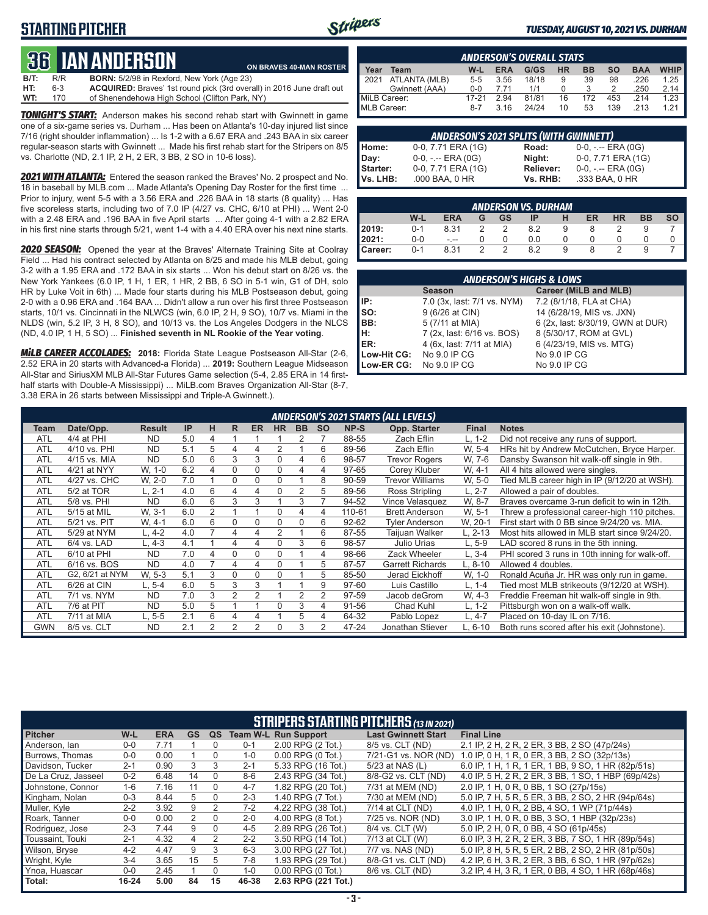## STARTING PITCHER

*TUESDAY, AUGUST 10, 2021 VS. DURHAM*

# 36 IAN ANDERSON

**ON BRAVES 40-MAN ROSTER**

| | | |
|---|---|---|
| B/T: | R/R | **BORN:** 5/2/98 in Rexford, New York (Age 23) |
| HT: | 6-3 | **ACQUIRED:** Braves' 1st round pick (3rd overall) in 2016 June draft out |
| WT: | 170 | of Shenendehowa High School (Clifton Park, NY) |

***TONIGHT'S START:*** Anderson makes his second rehab start with Gwinnett in game one of a six-game series vs. Durham ... Has been on Atlanta's 10-day injured list since 7/16 (right shoulder inflammation) ... Is 1-2 with a 6.67 ERA and .243 BAA in six career regular-season starts with Gwinnett ... Made his first rehab start for the Stripers on 8/5 vs. Charlotte (ND, 2.1 IP, 2 H, 2 ER, 3 BB, 2 SO in 10-6 loss).

***2021 WITH ATLANTA:*** Entered the season ranked the Braves' No. 2 prospect and No. 18 in baseball by MLB.com ... Made Atlanta's Opening Day Roster for the first time ... Prior to injury, went 5-5 with a 3.56 ERA and .226 BAA in 18 starts (8 quality) ... Has five scoreless starts, including two of 7.0 IP (4/27 vs. CHC, 6/10 at PHI) ... Went 2-0 with a 2.48 ERA and .196 BAA in five April starts ... After going 4-1 with a 2.82 ERA in his first nine starts through 5/21, went 1-4 with a 4.40 ERA over his next nine starts.

***2020 SEASON:*** Opened the year at the Braves' Alternate Training Site at Coolray Field ... Had his contract selected by Atlanta on 8/25 and made his MLB debut, going 3-2 with a 1.95 ERA and .172 BAA in six starts ... Won his debut start on 8/26 vs. the New York Yankees (6.0 IP, 1 H, 1 ER, 1 HR, 2 BB, 6 SO in 5-1 win, G1 of DH, solo HR by Luke Voit in 6th) ... Made four starts during his MLB Postseason debut, going 2-0 with a 0.96 ERA and .164 BAA ... Didn't allow a run over his first three Postseason starts, 10/1 vs. Cincinnati in the NLWCS (win, 6.0 IP, 2 H, 9 SO), 10/7 vs. Miami in the NLDS (win, 5.2 IP, 3 H, 8 SO), and 10/13 vs. the Los Angeles Dodgers in the NLCS (ND, 4.0 IP, 1 H, 5 SO) ... **Finished seventh in NL Rookie of the Year voting**.

***MiLB CAREER ACCOLADES:*** **2018:** Florida State League Postseason All-Star (2-6, 2.52 ERA in 20 starts with Advanced-a Florida) ... **2019:** Southern League Midseason All-Star and SiriusXM MLB All-Star Futures Game selection (5-4, 2.85 ERA in 14 first-half starts with Double-A Mississippi) ... MiLB.com Braves Organization All-Star (8-7, 3.38 ERA in 26 starts between Mississippi and Triple-A Gwinnett.).

### ANDERSON'S OVERALL STATS

| Year | Team | W-L | ERA | G/GS | HR | BB | SO | BAA | WHIP |
|---|---|---|---|---|---|---|---|---|---|
| 2021 | ATLANTA (MLB) | 5-5 | 3.56 | 18/18 | 9 | 39 | 98 | .226 | 1.25 |
| | Gwinnett (AAA) | 0-0 | 7.71 | 1/1 | 0 | 3 | 2 | .250 | 2.14 |
| MiLB Career: | | 17-21 | 2.94 | 81/81 | 16 | 172 | 453 | .214 | 1.23 |
| MLB Career: | | 8-7 | 3.16 | 24/24 | 10 | 53 | 139 | .213 | 1.21 |

### ANDERSON'S 2021 SPLITS (WITH GWINNETT)

| | | | |
|---|---|---|---|
| Home: | 0-0, 7.71 ERA (1G) | Road: | 0-0, -.-- ERA (0G) |
| Day: | 0-0, -.-- ERA (0G) | Night: | 0-0, 7.71 ERA (1G) |
| Starter: | 0-0, 7.71 ERA (1G) | Reliever: | 0-0, -.-- ERA (0G) |
| Vs. LHB: | .000 BAA, 0 HR | Vs. RHB: | .333 BAA, 0 HR |

### ANDERSON VS. DURHAM

| | W-L | ERA | G | GS | IP | H | ER | HR | BB | SO |
|---|---|---|---|---|---|---|---|---|---|---|
| 2019: | 0-1 | 8.31 | 2 | 2 | 8.2 | 9 | 8 | 2 | 9 | 7 |
| 2021: | 0-0 | -.-- | 0 | 0 | 0.0 | 0 | 0 | 0 | 0 | 0 |
| Career: | 0-1 | 8.31 | 2 | 2 | 8.2 | 9 | 8 | 2 | 9 | 7 |

### ANDERSON'S HIGHS & LOWS

| | Season | Career (MiLB and MLB) |
|---|---|---|
| IP: | 7.0 (3x, last: 7/1 vs. NYM) | 7.2 (8/1/18, FLA at CHA) |
| SO: | 9 (6/26 at CIN) | 14 (6/28/19, MIS vs. JXN) |
| BB: | 5 (7/11 at MIA) | 6 (2x, last: 8/30/19, GWN at DUR) |
| H: | 7 (2x, last: 6/16 vs. BOS) | 8 (5/30/17, ROM at GVL) |
| ER: | 4 (6x, last: 7/11 at MIA) | 6 (4/23/19, MIS vs. MTG) |
| Low-Hit CG: | No 9.0 IP CG | No 9.0 IP CG |
| Low-ER CG: | No 9.0 IP CG | No 9.0 IP CG |

### ANDERSON'S 2021 STARTS (ALL LEVELS)

| Team | Date/Opp. | Result | IP | H | R | ER | HR | BB | SO | NP-S | Opp. Starter | Final | Notes |
|---|---|---|---|---|---|---|---|---|---|---|---|---|---|
| ATL | 4/4 at PHI | ND | 5.0 | 4 | 1 | 1 | 1 | 2 | 7 | 88-55 | Zach Eflin | L, 1-2 | Did not receive any runs of support. |
| ATL | 4/10 vs. PHI | ND | 5.1 | 5 | 4 | 4 | 2 | 1 | 6 | 89-56 | Zach Eflin | W, 5-4 | HRs hit by Andrew McCutchen, Bryce Harper. |
| ATL | 4/15 vs. MIA | ND | 5.0 | 6 | 3 | 3 | 0 | 4 | 6 | 98-57 | Trevor Rogers | W, 7-6 | Dansby Swanson hit walk-off single in 9th. |
| ATL | 4/21 at NYY | W, 1-0 | 6.2 | 4 | 0 | 0 | 0 | 4 | 4 | 97-65 | Corey Kluber | W, 4-1 | All 4 hits allowed were singles. |
| ATL | 4/27 vs. CHC | W, 2-0 | 7.0 | 1 | 0 | 0 | 0 | 1 | 8 | 90-59 | Trevor Williams | W, 5-0 | Tied MLB career high in IP (9/12/20 at WSH). |
| ATL | 5/2 at TOR | L, 2-1 | 4.0 | 6 | 4 | 4 | 0 | 2 | 5 | 89-56 | Ross Stripling | L, 2-7 | Allowed a pair of doubles. |
| ATL | 5/8 vs. PHI | ND | 6.0 | 6 | 3 | 3 | 1 | 3 | 7 | 94-52 | Vince Velasquez | W, 8-7 | Braves overcame 3-run deficit to win in 12th. |
| ATL | 5/15 at MIL | W, 3-1 | 6.0 | 2 | 1 | 1 | 0 | 4 | 4 | 110-61 | Brett Anderson | W, 5-1 | Threw a professional career-high 110 pitches. |
| ATL | 5/21 vs. PIT | W, 4-1 | 6.0 | 6 | 0 | 0 | 0 | 0 | 6 | 92-62 | Tyler Anderson | W, 20-1 | First start with 0 BB since 9/24/20 vs. MIA. |
| ATL | 5/29 at NYM | L, 4-2 | 4.0 | 7 | 4 | 4 | 2 | 1 | 6 | 87-55 | Taijuan Walker | L, 2-13 | Most hits allowed in MLB start since 9/24/20. |
| ATL | 6/4 vs. LAD | L, 4-3 | 4.1 | 1 | 4 | 4 | 0 | 3 | 6 | 98-57 | Julio Urias | L, 5-9 | LAD scored 8 runs in the 5th inning. |
| ATL | 6/10 at PHI | ND | 7.0 | 4 | 0 | 0 | 0 | 1 | 4 | 98-66 | Zack Wheeler | L, 3-4 | PHI scored 3 runs in 10th inning for walk-off. |
| ATL | 6/16 vs. BOS | ND | 4.0 | 7 | 4 | 4 | 0 | 1 | 5 | 87-57 | Garrett Richards | L, 8-10 | Allowed 4 doubles. |
| ATL | G2, 6/21 at NYM | W, 5-3 | 5.1 | 3 | 0 | 0 | 0 | 1 | 5 | 85-50 | Jerad Eickhoff | W, 1-0 | Ronald Acuña Jr. HR was only run in game. |
| ATL | 6/26 at CIN | L, 5-4 | 6.0 | 5 | 3 | 3 | 1 | 1 | 9 | 97-60 | Luis Castillo | L, 1-4 | Tied most MLB strikeouts (9/12/20 at WSH). |
| ATL | 7/1 vs. NYM | ND | 7.0 | 3 | 2 | 2 | 1 | 2 | 2 | 97-59 | Jacob deGrom | W, 4-3 | Freddie Freeman hit walk-off single in 9th. |
| ATL | 7/6 at PIT | ND | 5.0 | 5 | 1 | 1 | 0 | 3 | 4 | 91-56 | Chad Kuhl | L, 1-2 | Pittsburgh won on a walk-off walk. |
| ATL | 7/11 at MIA | L, 5-5 | 2.1 | 6 | 4 | 4 | 1 | 5 | 4 | 64-32 | Pablo Lopez | L, 4-7 | Placed on 10-day IL on 7/16. |
| GWN | 8/5 vs. CLT | ND | 2.1 | 2 | 2 | 2 | 0 | 3 | 2 | 47-24 | Jonathan Stiever | L, 6-10 | Both runs scored after his exit (Johnstone). |

### STRIPERS STARTING PITCHERS (13 IN 2021)

| Pitcher | W-L | ERA | GS | QS | Team W-L | Run Support | Last Gwinnett Start | Final Line |
|---|---|---|---|---|---|---|---|---|
| Anderson, Ian | 0-0 | 7.71 | 1 | 0 | 0-1 | 2.00 RPG (2 Tot.) | 8/5 vs. CLT (ND) | 2.1 IP, 2 H, 2 R, 2 ER, 3 BB, 2 SO (47p/24s) |
| Burrows, Thomas | 0-0 | 0.00 | 1 | 0 | 1-0 | 0.00 RPG (0 Tot.) | 7/21-G1 vs. NOR (ND) | 1.0 IP, 0 H, 1 R, 0 ER, 3 BB, 2 SO (32p/13s) |
| Davidson, Tucker | 2-1 | 0.90 | 3 | 3 | 2-1 | 5.33 RPG (16 Tot.) | 5/23 at NAS (L) | 6.0 IP, 1 H, 1 R, 1 ER, 1 BB, 9 SO, 1 HR (82p/51s) |
| De La Cruz, Jasseel | 0-2 | 6.48 | 14 | 0 | 8-6 | 2.43 RPG (34 Tot.) | 8/8-G2 vs. CLT (ND) | 4.0 IP, 5 H, 2 R, 2 ER, 3 BB, 1 SO, 1 HBP (69p/42s) |
| Johnstone, Connor | 1-6 | 7.16 | 11 | 0 | 4-7 | 1.82 RPG (20 Tot.) | 7/31 at MEM (ND) | 2.0 IP, 1 H, 0 R, 0 BB, 1 SO (27p/15s) |
| Kingham, Nolan | 0-3 | 8.44 | 5 | 0 | 2-3 | 1.40 RPG (7 Tot.) | 7/30 at MEM (ND) | 5.0 IP, 7 H, 5 R, 5 ER, 3 BB, 2 SO, 2 HR (94p/64s) |
| Muller, Kyle | 2-2 | 3.92 | 9 | 2 | 7-2 | 4.22 RPG (38 Tot.) | 7/14 at CLT (ND) | 4.0 IP, 1 H, 0 R, 2 BB, 4 SO, 1 WP (71p/44s) |
| Roark, Tanner | 0-0 | 0.00 | 2 | 0 | 2-0 | 4.00 RPG (8 Tot.) | 7/25 vs. NOR (ND) | 3.0 IP, 1 H, 0 R, 0 BB, 3 SO, 1 HBP (32p/23s) |
| Rodriguez, Jose | 2-3 | 7.44 | 9 | 0 | 4-5 | 2.89 RPG (26 Tot.) | 8/4 vs. CLT (W) | 5.0 IP, 2 H, 0 R, 0 BB, 4 SO (61p/45s) |
| Toussaint, Touki | 2-1 | 4.32 | 4 | 2 | 2-2 | 3.50 RPG (14 Tot.) | 7/13 at CLT (W) | 6.0 IP, 3 H, 2 R, 2 ER, 3 BB, 7 SO, 1 HR (89p/54s) |
| Wilson, Bryse | 4-2 | 4.47 | 9 | 3 | 6-3 | 3.00 RPG (27 Tot.) | 7/7 vs. NAS (ND) | 5.0 IP, 8 H, 5 R, 5 ER, 2 BB, 2 SO, 2 HR (81p/50s) |
| Wright, Kyle | 3-4 | 3.65 | 15 | 5 | 7-8 | 1.93 RPG (29 Tot.) | 8/8-G1 vs. CLT (ND) | 4.2 IP, 6 H, 3 R, 2 ER, 3 BB, 6 SO, 1 HR (97p/62s) |
| Ynoa, Huascar | 0-0 | 2.45 | 1 | 0 | 1-0 | 0.00 RPG (0 Tot.) | 8/6 vs. CLT (ND) | 3.2 IP, 4 H, 3 R, 1 ER, 0 BB, 4 SO, 1 HR (68p/46s) |
| Total: | 16-24 | 5.00 | 84 | 15 | 46-38 | 2.63 RPG (221 Tot.) | | |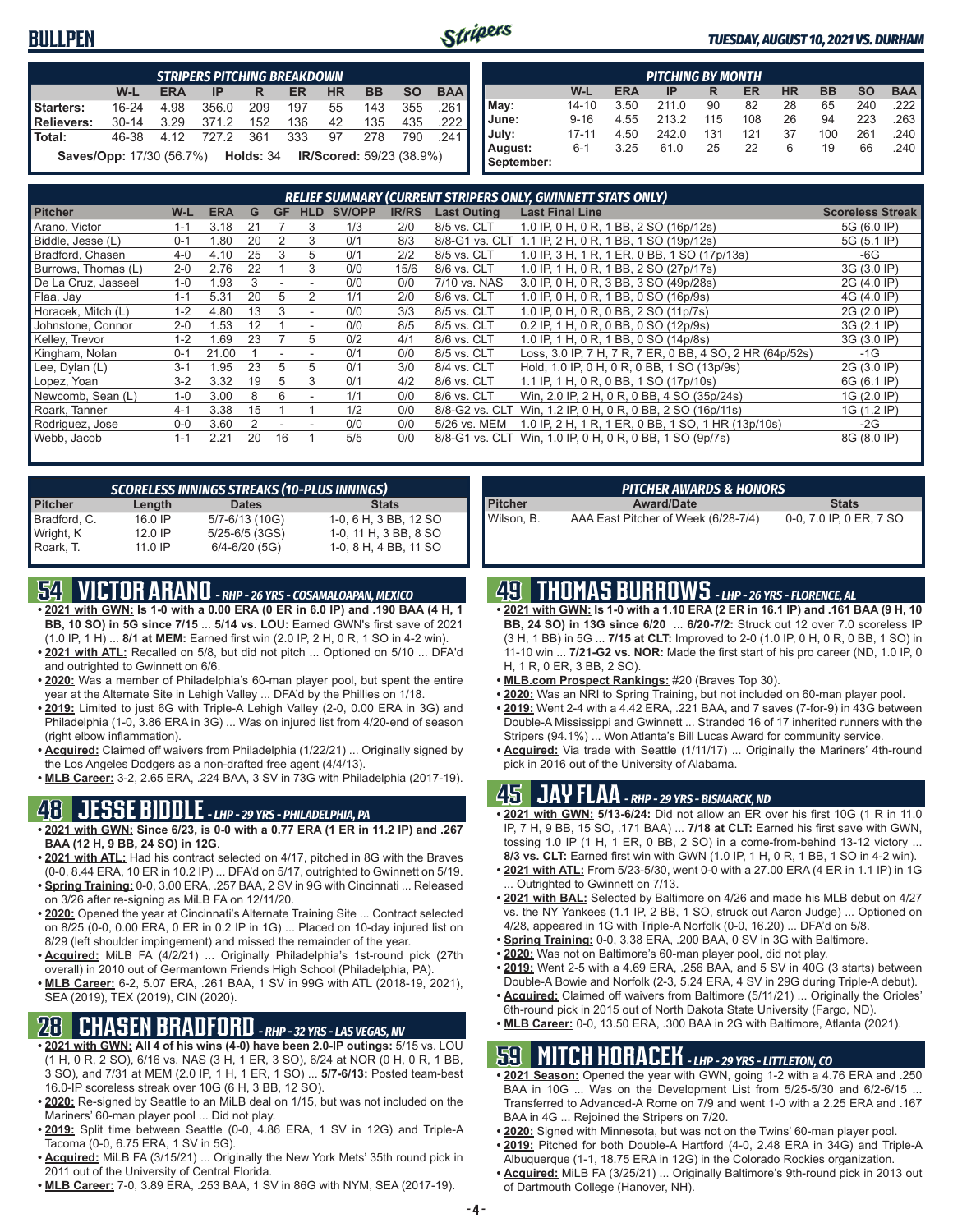# BULLPEN

**TUESDAY, AUGUST 10, 2021 VS. DURHAM**

| STRIPERS PITCHING BREAKDOWN | W-L | ERA | IP | R | ER | HR | BB | SO | BAA |
|---|---|---|---|---|---|---|---|---|---|
| Starters: | 16-24 | 4.98 | 356.0 | 209 | 197 | 55 | 143 | 355 | .261 |
| Relievers: | 30-14 | 3.29 | 371.2 | 152 | 136 | 42 | 135 | 435 | .222 |
| Total: | 46-38 | 4.12 | 727.2 | 361 | 333 | 97 | 278 | 790 | .241 |

**Saves/Opp:** 17/30 (56.7%) **Holds:** 34 **IR/Scored:** 59/23 (38.9%)

| PITCHING BY MONTH | W-L | ERA | IP | R | ER | HR | BB | SO | BAA |
|---|---|---|---|---|---|---|---|---|---|
| May: | 14-10 | 3.50 | 211.0 | 90 | 82 | 28 | 65 | 240 | .222 |
| June: | 9-16 | 4.55 | 213.2 | 115 | 108 | 26 | 94 | 223 | .263 |
| July: | 17-11 | 4.50 | 242.0 | 131 | 121 | 37 | 100 | 261 | .240 |
| August: | 6-1 | 3.25 | 61.0 | 25 | 22 | 6 | 19 | 66 | .240 |
| September: | | | | | | | | | |

**RELIEF SUMMARY (CURRENT STRIPERS ONLY, GWINNETT STATS ONLY)**

| Pitcher | W-L | ERA | G | GF | HLD | SV/OPP | IR/RS | Last Outing | Last Final Line | Scoreless Streak |
|---|---|---|---|---|---|---|---|---|---|---|
| Arano, Victor | 1-1 | 3.18 | 21 | 7 | 3 | 1/3 | 2/0 | 8/5 vs. CLT | 1.0 IP, 0 H, 0 R, 1 BB, 2 SO (16p/12s) | 5G (6.0 IP) |
| Biddle, Jesse (L) | 0-1 | 1.80 | 20 | 2 | 3 | 0/1 | 8/3 | 8/8-G1 vs. CLT | 1.1 IP, 2 H, 0 R, 1 BB, 1 SO (19p/12s) | 5G (5.1 IP) |
| Bradford, Chasen | 4-0 | 4.10 | 25 | 3 | 5 | 0/1 | 2/2 | 8/5 vs. CLT | 1.0 IP, 3 H, 1 R, 1 ER, 0 BB, 1 SO (17p/13s) | -6G |
| Burrows, Thomas (L) | 2-0 | 2.76 | 22 | 1 | 3 | 0/0 | 15/6 | 8/6 vs. CLT | 1.0 IP, 1 H, 0 R, 1 BB, 2 SO (27p/17s) | 3G (3.0 IP) |
| De La Cruz, Jasseel | 1-0 | 1.93 | 3 | - | - | 0/0 | 0/0 | 7/10 vs. NAS | 3.0 IP, 0 H, 0 R, 3 BB, 3 SO (49p/28s) | 2G (4.0 IP) |
| Flaa, Jay | 1-1 | 5.31 | 20 | 5 | 2 | 1/1 | 2/0 | 8/6 vs. CLT | 1.0 IP, 0 H, 0 R, 1 BB, 0 SO (16p/9s) | 4G (4.0 IP) |
| Horacek, Mitch (L) | 1-2 | 4.80 | 13 | 3 | - | 0/0 | 3/3 | 8/5 vs. CLT | 1.0 IP, 0 H, 0 R, 0 BB, 2 SO (11p/7s) | 2G (2.0 IP) |
| Johnstone, Connor | 2-0 | 1.53 | 12 | 1 | - | 0/0 | 8/5 | 8/5 vs. CLT | 0.2 IP, 1 H, 0 R, 0 BB, 0 SO (12p/9s) | 3G (2.1 IP) |
| Kelley, Trevor | 1-2 | 1.69 | 23 | 7 | 5 | 0/2 | 4/1 | 8/6 vs. CLT | 1.0 IP, 1 H, 0 R, 1 BB, 0 SO (14p/8s) | 3G (3.0 IP) |
| Kingham, Nolan | 0-1 | 21.00 | 1 | - | - | 0/1 | 0/0 | 8/5 vs. CLT | Loss, 3.0 IP, 7 H, 7 R, 7 ER, 0 BB, 4 SO, 2 HR (64p/52s) | -1G |
| Lee, Dylan (L) | 3-1 | 1.95 | 23 | 5 | 5 | 0/1 | 3/0 | 8/4 vs. CLT | Hold, 1.0 IP, 0 H, 0 R, 0 BB, 1 SO (13p/9s) | 2G (3.0 IP) |
| Lopez, Yoan | 3-2 | 3.32 | 19 | 5 | 3 | 0/1 | 4/2 | 8/6 vs. CLT | 1.1 IP, 1 H, 0 R, 0 BB, 1 SO (17p/10s) | 6G (6.1 IP) |
| Newcomb, Sean (L) | 1-0 | 3.00 | 8 | 6 | - | 1/1 | 0/0 | 8/6 vs. CLT | Win, 2.0 IP, 2 H, 0 R, 0 BB, 4 SO (35p/24s) | 1G (2.0 IP) |
| Roark, Tanner | 4-1 | 3.38 | 15 | 1 | 1 | 1/2 | 0/0 | 8/8-G2 vs. CLT | Win, 1.2 IP, 0 H, 0 R, 0 BB, 2 SO (16p/11s) | 1G (1.2 IP) |
| Rodriguez, Jose | 0-0 | 3.60 | 2 | - | - | 0/0 | 0/0 | 5/26 vs. MEM | 1.0 IP, 2 H, 1 R, 1 ER, 0 BB, 1 SO, 1 HR (13p/10s) | -2G |
| Webb, Jacob | 1-1 | 2.21 | 20 | 16 | 1 | 5/5 | 0/0 | 8/8-G1 vs. CLT | Win, 1.0 IP, 0 H, 0 R, 0 BB, 1 SO (9p/7s) | 8G (8.0 IP) |

**SCORELESS INNINGS STREAKS (10-PLUS INNINGS)**

| Pitcher | Length | Dates | Stats |
|---|---|---|---|
| Bradford, C. | 16.0 IP | 5/7-6/13 (10G) | 1-0, 6 H, 3 BB, 12 SO |
| Wright, K | 12.0 IP | 5/25-6/5 (3GS) | 1-0, 11 H, 3 BB, 8 SO |
| Roark, T. | 11.0 IP | 6/4-6/20 (5G) | 1-0, 8 H, 4 BB, 11 SO |

**PITCHER AWARDS & HONORS**

| Pitcher | Award/Date | Stats |
|---|---|---|
| Wilson, B. | AAA East Pitcher of Week (6/28-7/4) | 0-0, 7.0 IP, 0 ER, 7 SO |

## 54 VICTOR ARANO - RHP - 26 YRS - COSAMALOAPAN, MEXICO

- **2021 with GWN: Is 1-0 with a 0.00 ERA (0 ER in 6.0 IP) and .190 BAA (4 H, 1 BB, 10 SO) in 5G since 7/15** ... **5/14 vs. LOU:** Earned GWN's first save of 2021 (1.0 IP, 1 H) ... **8/1 at MEM:** Earned first win (2.0 IP, 2 H, 0 R, 1 SO in 4-2 win).
- **2021 with ATL:** Recalled on 5/8, but did not pitch ... Optioned on 5/10 ... DFA'd and outrighted to Gwinnett on 6/6.
- **2020:** Was a member of Philadelphia's 60-man player pool, but spent the entire year at the Alternate Site in Lehigh Valley ... DFA'd by the Phillies on 1/18.
- **2019:** Limited to just 6G with Triple-A Lehigh Valley (2-0, 0.00 ERA in 3G) and Philadelphia (1-0, 3.86 ERA in 3G) ... Was on injured list from 4/20-end of season (right elbow inflammation).
- **Acquired:** Claimed off waivers from Philadelphia (1/22/21) ... Originally signed by the Los Angeles Dodgers as a non-drafted free agent (4/4/13).
- **MLB Career:** 3-2, 2.65 ERA, .224 BAA, 3 SV in 73G with Philadelphia (2017-19).

## 48 JESSE BIDDLE - LHP - 29 YRS - PHILADELPHIA, PA

- **2021 with GWN: Since 6/23, is 0-0 with a 0.77 ERA (1 ER in 11.2 IP) and .267 BAA (12 H, 9 BB, 24 SO) in 12G**.
- **2021 with ATL:** Had his contract selected on 4/17, pitched in 8G with the Braves (0-0, 8.44 ERA, 10 ER in 10.2 IP) ... DFA'd on 5/17, outrighted to Gwinnett on 5/19.
- **Spring Training:** 0-0, 3.00 ERA, .257 BAA, 2 SV in 9G with Cincinnati ... Released on 3/26 after re-signing as MiLB FA on 12/11/20.
- **2020:** Opened the year at Cincinnati's Alternate Training Site ... Contract selected on 8/25 (0-0, 0.00 ERA, 0 ER in 0.2 IP in 1G) ... Placed on 10-day injured list on 8/29 (left shoulder impingement) and missed the remainder of the year.
- **Acquired:** MiLB FA (4/2/21) ... Originally Philadelphia's 1st-round pick (27th overall) in 2010 out of Germantown Friends High School (Philadelphia, PA).
- **MLB Career:** 6-2, 5.07 ERA, .261 BAA, 1 SV in 99G with ATL (2018-19, 2021), SEA (2019), TEX (2019), CIN (2020).

## 28 CHASEN BRADFORD - RHP - 32 YRS - LAS VEGAS, NV

- **2021 with GWN: All 4 of his wins (4-0) have been 2.0-IP outings:** 5/15 vs. LOU (1 H, 0 R, 2 SO), 6/16 vs. NAS (3 H, 1 ER, 3 SO), 6/24 at NOR (0 H, 0 R, 1 BB, 3 SO), and 7/31 at MEM (2.0 IP, 1 H, 1 ER, 1 SO) ... **5/7-6/13:** Posted team-best 16.0-IP scoreless streak over 10G (6 H, 3 BB, 12 SO).
- **2020:** Re-signed by Seattle to an MiLB deal on 1/15, but was not included on the Mariners' 60-man player pool ... Did not play.
- **2019:** Split time between Seattle (0-0, 4.86 ERA, 1 SV in 12G) and Triple-A Tacoma (0-0, 6.75 ERA, 1 SV in 5G).
- **Acquired:** MiLB FA (3/15/21) ... Originally the New York Mets' 35th round pick in 2011 out of the University of Central Florida.
- **MLB Career:** 7-0, 3.89 ERA, .253 BAA, 1 SV in 86G with NYM, SEA (2017-19).

## 49 THOMAS BURROWS - LHP - 26 YRS - FLORENCE, AL

- **2021 with GWN: Is 1-0 with a 1.10 ERA (2 ER in 16.1 IP) and .161 BAA (9 H, 10 BB, 24 SO) in 13G since 6/20** ... **6/20-7/2:** Struck out 12 over 7.0 scoreless IP (3 H, 1 BB) in 5G ... **7/15 at CLT:** Improved to 2-0 (1.0 IP, 0 H, 0 R, 0 BB, 1 SO) in 11-10 win ... **7/21-G2 vs. NOR:** Made the first start of his pro career (ND, 1.0 IP, 0 H, 1 R, 0 ER, 3 BB, 2 SO).
- **MLB.com Prospect Rankings:** #20 (Braves Top 30).
- **2020:** Was an NRI to Spring Training, but not included on 60-man player pool.
- **2019:** Went 2-4 with a 4.42 ERA, .221 BAA, and 7 saves (7-for-9) in 43G between Double-A Mississippi and Gwinnett ... Stranded 16 of 17 inherited runners with the Stripers (94.1%) ... Won Atlanta's Bill Lucas Award for community service.
- **Acquired:** Via trade with Seattle (1/11/17) ... Originally the Mariners' 4th-round pick in 2016 out of the University of Alabama.

## 45 JAY FLAA - RHP - 29 YRS - BISMARCK, ND

- **2021 with GWN: 5/13-6/24:** Did not allow an ER over his first 10G (1 R in 11.0 IP, 7 H, 9 BB, 15 SO, .171 BAA) ... **7/18 at CLT:** Earned his first save with GWN, tossing 1.0 IP (1 H, 1 ER, 0 BB, 2 SO) in a come-from-behind 13-12 victory ... **8/3 vs. CLT:** Earned first win with GWN (1.0 IP, 1 H, 0 R, 1 BB, 1 SO in 4-2 win).
- **2021 with ATL:** From 5/23-5/30, went 0-0 with a 27.00 ERA (4 ER in 1.1 IP) in 1G ... Outrighted to Gwinnett on 7/13.
- **2021 with BAL:** Selected by Baltimore on 4/26 and made his MLB debut on 4/27 vs. the NY Yankees (1.1 IP, 2 BB, 1 SO, struck out Aaron Judge) ... Optioned on 4/28, appeared in 1G with Triple-A Norfolk (0-0, 16.20) ... DFA'd on 5/8.
- **Spring Training:** 0-0, 3.38 ERA, .200 BAA, 0 SV in 3G with Baltimore.
- **2020:** Was not on Baltimore's 60-man player pool, did not play.
- **2019:** Went 2-5 with a 4.69 ERA, .256 BAA, and 5 SV in 40G (3 starts) between Double-A Bowie and Norfolk (2-3, 5.24 ERA, 4 SV in 29G during Triple-A debut).
- **Acquired:** Claimed off waivers from Baltimore (5/11/21) ... Originally the Orioles' 6th-round pick in 2015 out of North Dakota State University (Fargo, ND).
- **MLB Career:** 0-0, 13.50 ERA, .300 BAA in 2G with Baltimore, Atlanta (2021).

## 59 MITCH HORACEK - LHP - 29 YRS - LITTLETON, CO

- **2021 Season:** Opened the year with GWN, going 1-2 with a 4.76 ERA and .250 BAA in 10G ... Was on the Development List from 5/25-5/30 and 6/2-6/15 ... Transferred to Advanced-A Rome on 7/9 and went 1-0 with a 2.25 ERA and .167 BAA in 4G ... Rejoined the Stripers on 7/20.
- **2020:** Signed with Minnesota, but was not on the Twins' 60-man player pool.
- **2019:** Pitched for both Double-A Hartford (4-0, 2.48 ERA in 34G) and Triple-A Albuquerque (1-1, 18.75 ERA in 12G) in the Colorado Rockies organization.
- **Acquired:** MiLB FA (3/25/21) ... Originally Baltimore's 9th-round pick in 2013 out of Dartmouth College (Hanover, NH).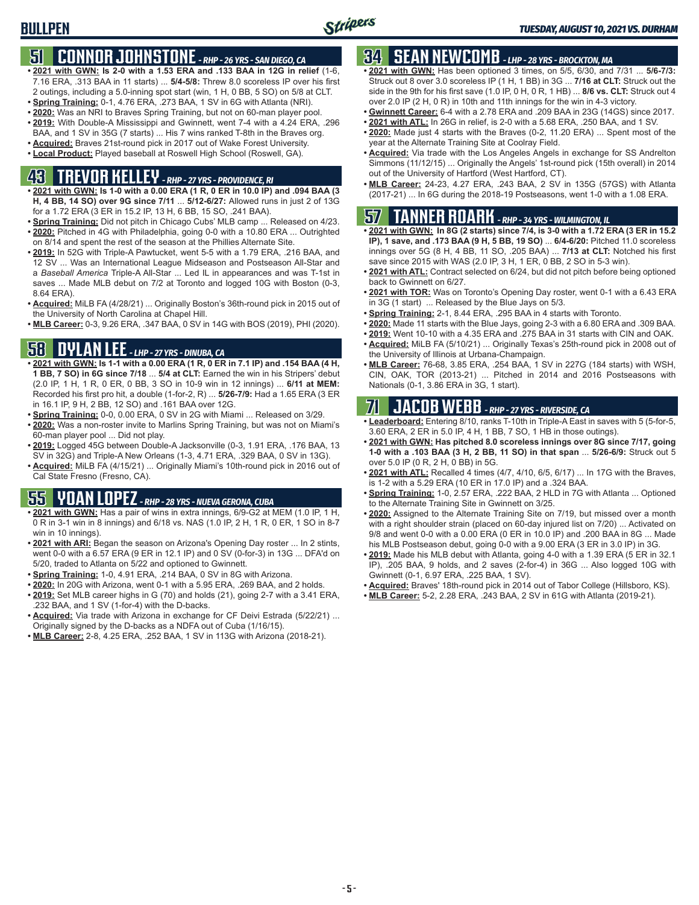# BULLPEN

*TUESDAY, AUGUST 10, 2021 VS. DURHAM*

## 51 CONNOR JOHNSTONE - *RHP - 26 YRS - SAN DIEGO, CA*

- **2021 with GWN: Is 2-0 with a 1.53 ERA and .133 BAA in 12G in relief** (1-6, 7.16 ERA, .313 BAA in 11 starts) ... **5/4-5/8:** Threw 8.0 scoreless IP over his first 2 outings, including a 5.0-inning spot start (win, 1 H, 0 BB, 5 SO) on 5/8 at CLT.
- **Spring Training:** 0-1, 4.76 ERA, .273 BAA, 1 SV in 6G with Atlanta (NRI).
- **2020:** Was an NRI to Braves Spring Training, but not on 60-man player pool.
- **2019:** With Double-A Mississippi and Gwinnett, went 7-4 with a 4.24 ERA, .296 BAA, and 1 SV in 35G (7 starts) ... His 7 wins ranked T-8th in the Braves org.
- **Acquired:** Braves 21st-round pick in 2017 out of Wake Forest University.
- **Local Product:** Played baseball at Roswell High School (Roswell, GA).

## 43 TREVOR KELLEY - *RHP - 27 YRS - PROVIDENCE, RI*

- **2021 with GWN: Is 1-0 with a 0.00 ERA (1 R, 0 ER in 10.0 IP) and .094 BAA (3 H, 4 BB, 14 SO) over 9G since 7/11** ... **5/12-6/27:** Allowed runs in just 2 of 13G for a 1.72 ERA (3 ER in 15.2 IP, 13 H, 6 BB, 15 SO, .241 BAA).
- **Spring Training:** Did not pitch in Chicago Cubs' MLB camp ... Released on 4/23.
- **2020:** Pitched in 4G with Philadelphia, going 0-0 with a 10.80 ERA ... Outrighted on 8/14 and spent the rest of the season at the Phillies Alternate Site.
- **2019:** In 52G with Triple-A Pawtucket, went 5-5 with a 1.79 ERA, .216 BAA, and 12 SV ... Was an International League Midseason and Postseason All-Star and a *Baseball America* Triple-A All-Star ... Led IL in appearances and was T-1st in saves ... Made MLB debut on 7/2 at Toronto and logged 10G with Boston (0-3, 8.64 ERA).
- **Acquired:** MiLB FA (4/28/21) ... Originally Boston's 36th-round pick in 2015 out of the University of North Carolina at Chapel Hill.
- **MLB Career:** 0-3, 9.26 ERA, .347 BAA, 0 SV in 14G with BOS (2019), PHI (2020).

## 58 DYLAN LEE - *LHP - 27 YRS - DINUBA, CA*

- **2021 with GWN: Is 1-1 with a 0.00 ERA (1 R, 0 ER in 7.1 IP) and .154 BAA (4 H, 1 BB, 7 SO) in 6G since 7/18** ... **5/4 at CLT:** Earned the win in his Stripers' debut (2.0 IP, 1 H, 1 R, 0 ER, 0 BB, 3 SO in 10-9 win in 12 innings) ... **6/11 at MEM:** Recorded his first pro hit, a double (1-for-2, R) ... **5/26-7/9:** Had a 1.65 ERA (3 ER in 16.1 IP, 9 H, 2 BB, 12 SO) and .161 BAA over 12G.
- **Spring Training:** 0-0, 0.00 ERA, 0 SV in 2G with Miami ... Released on 3/29.
- **2020:** Was a non-roster invite to Marlins Spring Training, but was not on Miami's 60-man player pool ... Did not play.
- **2019:** Logged 45G between Double-A Jacksonville (0-3, 1.91 ERA, .176 BAA, 13 SV in 32G) and Triple-A New Orleans (1-3, 4.71 ERA, .329 BAA, 0 SV in 13G).
- **Acquired:** MiLB FA (4/15/21) ... Originally Miami's 10th-round pick in 2016 out of Cal State Fresno (Fresno, CA).

## 55 YOAN LOPEZ - *RHP - 28 YRS - NUEVA GERONA, CUBA*

- **2021 with GWN:** Has a pair of wins in extra innings, 6/9-G2 at MEM (1.0 IP, 1 H, 0 R in 3-1 win in 8 innings) and 6/18 vs. NAS (1.0 IP, 2 H, 1 R, 0 ER, 1 SO in 8-7 win in 10 innings).
- **2021 with ARI:** Began the season on Arizona's Opening Day roster ... In 2 stints, went 0-0 with a 6.57 ERA (9 ER in 12.1 IP) and 0 SV (0-for-3) in 13G ... DFA'd on 5/20, traded to Atlanta on 5/22 and optioned to Gwinnett.
- **Spring Training:** 1-0, 4.91 ERA, .214 BAA, 0 SV in 8G with Arizona.
- **2020:** In 20G with Arizona, went 0-1 with a 5.95 ERA, .269 BAA, and 2 holds.
- **2019:** Set MLB career highs in G (70) and holds (21), going 2-7 with a 3.41 ERA, .232 BAA, and 1 SV (1-for-4) with the D-backs.
- **Acquired:** Via trade with Arizona in exchange for CF Deivi Estrada (5/22/21) ... Originally signed by the D-backs as a NDFA out of Cuba (1/16/15).
- **MLB Career:** 2-8, 4.25 ERA, .252 BAA, 1 SV in 113G with Arizona (2018-21).

## 34 SEAN NEWCOMB - *LHP - 28 YRS - BROCKTON, MA*

- **2021 with GWN:** Has been optioned 3 times, on 5/5, 6/30, and 7/31 ... **5/6-7/3:** Struck out 8 over 3.0 scoreless IP (1 H, 1 BB) in 3G ... **7/16 at CLT:** Struck out the side in the 9th for his first save (1.0 IP, 0 H, 0 R, 1 HB) ... **8/6 vs. CLT:** Struck out 4 over 2.0 IP (2 H, 0 R) in 10th and 11th innings for the win in 4-3 victory.
- **Gwinnett Career:** 6-4 with a 2.78 ERA and .209 BAA in 23G (14GS) since 2017.
- **2021 with ATL:** In 26G in relief, is 2-0 with a 5.68 ERA, .250 BAA, and 1 SV.
- **2020:** Made just 4 starts with the Braves (0-2, 11.20 ERA) ... Spent most of the year at the Alternate Training Site at Coolray Field.
- **Acquired:** Via trade with the Los Angeles Angels in exchange for SS Andrelton Simmons (11/12/15) ... Originally the Angels' 1st-round pick (15th overall) in 2014 out of the University of Hartford (West Hartford, CT).
- **MLB Career:** 24-23, 4.27 ERA, .243 BAA, 2 SV in 135G (57GS) with Atlanta (2017-21) ... In 6G during the 2018-19 Postseasons, went 1-0 with a 1.08 ERA.

## 57 TANNER ROARK - *RHP - 34 YRS - WILMINGTON, IL*

- **2021 with GWN: In 8G (2 starts) since 7/4, is 3-0 with a 1.72 ERA (3 ER in 15.2 IP), 1 save, and .173 BAA (9 H, 5 BB, 19 SO)** ... **6/4-6/20:** Pitched 11.0 scoreless innings over 5G (8 H, 4 BB, 11 SO, .205 BAA) ... **7/13 at CLT:** Notched his first save since 2015 with WAS (2.0 IP, 3 H, 1 ER, 0 BB, 2 SO in 5-3 win).
- **2021 with ATL:** Contract selected on 6/24, but did not pitch before being optioned back to Gwinnett on 6/27.
- **2021 with TOR:** Was on Toronto's Opening Day roster, went 0-1 with a 6.43 ERA in 3G (1 start) ... Released by the Blue Jays on 5/3.
- **Spring Training:** 2-1, 8.44 ERA, .295 BAA in 4 starts with Toronto.
- **2020:** Made 11 starts with the Blue Jays, going 2-3 with a 6.80 ERA and .309 BAA.
- **2019:** Went 10-10 with a 4.35 ERA and .275 BAA in 31 starts with CIN and OAK.
- **Acquired:** MiLB FA (5/10/21) ... Originally Texas's 25th-round pick in 2008 out of the University of Illinois at Urbana-Champaign.
- **MLB Career:** 76-68, 3.85 ERA, .254 BAA, 1 SV in 227G (184 starts) with WSH, CIN, OAK, TOR (2013-21) ... Pitched in 2014 and 2016 Postseasons with Nationals (0-1, 3.86 ERA in 3G, 1 start).

## 71 JACOB WEBB - *RHP - 27 YRS - RIVERSIDE, CA*

- **Leaderboard:** Entering 8/10, ranks T-10th in Triple-A East in saves with 5 (5-for-5, 3.60 ERA, 2 ER in 5.0 IP, 4 H, 1 BB, 7 SO, 1 HB in those outings).
- **2021 with GWN: Has pitched 8.0 scoreless innings over 8G since 7/17, going 1-0 with a .103 BAA (3 H, 2 BB, 11 SO) in that span** ... **5/26-6/9:** Struck out 5 over 5.0 IP (0 R, 2 H, 0 BB) in 5G.
- **2021 with ATL:** Recalled 4 times (4/7, 4/10, 6/5, 6/17) ... In 17G with the Braves, is 1-2 with a 5.29 ERA (10 ER in 17.0 IP) and a .324 BAA.
- **Spring Training:** 1-0, 2.57 ERA, .222 BAA, 2 HLD in 7G with Atlanta ... Optioned to the Alternate Training Site in Gwinnett on 3/25.
- **2020:** Assigned to the Alternate Training Site on 7/19, but missed over a month with a right shoulder strain (placed on 60-day injured list on 7/20) ... Activated on 9/8 and went 0-0 with a 0.00 ERA (0 ER in 10.0 IP) and .200 BAA in 8G ... Made his MLB Postseason debut, going 0-0 with a 9.00 ERA (3 ER in 3.0 IP) in 3G.
- **2019:** Made his MLB debut with Atlanta, going 4-0 with a 1.39 ERA (5 ER in 32.1 IP), .205 BAA, 9 holds, and 2 saves (2-for-4) in 36G ... Also logged 10G with Gwinnett (0-1, 6.97 ERA, .225 BAA, 1 SV).
- **Acquired:** Braves' 18th-round pick in 2014 out of Tabor College (Hillsboro, KS).
- **MLB Career:** 5-2, 2.28 ERA, .243 BAA, 2 SV in 61G with Atlanta (2019-21).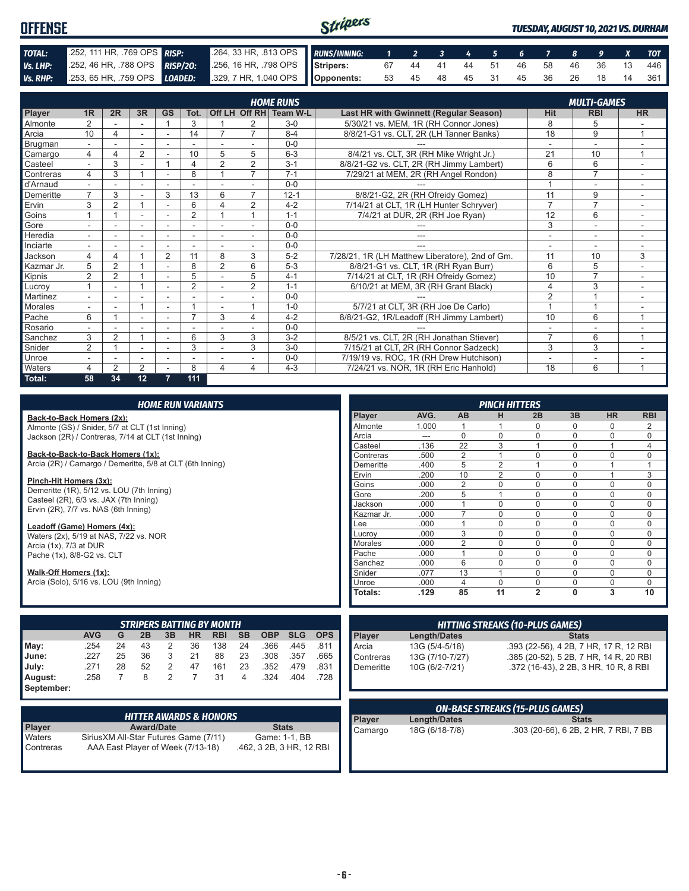# OFFENSE

*TUESDAY, AUGUST 10, 2021 VS. DURHAM*

| | | | |
|---|---|---|---|
| **TOTAL:** | .252, 111 HR, .769 OPS | **RISP:** | .264, 33 HR, .813 OPS |
| **Vs. LHP:** | .252, 46 HR, .788 OPS | **RISP/2O:** | .256, 16 HR, .798 OPS |
| **Vs. RHP:** | .253, 65 HR, .759 OPS | **LOADED:** | .329, 7 HR, 1.040 OPS |

| RUNS/INNING: | 1 | 2 | 3 | 4 | 5 | 6 | 7 | 8 | 9 | X | TOT |
|---|---|---|---|---|---|---|---|---|---|---|---|
| Stripers: | 67 | 44 | 41 | 44 | 51 | 46 | 58 | 46 | 36 | 13 | 446 |
| Opponents: | 53 | 45 | 48 | 45 | 31 | 45 | 36 | 26 | 18 | 14 | 361 |

## HOME RUNS / MULTI-GAMES

| Player | 1R | 2R | 3R | GS | Tot. | Off LH | Off RH | Team W-L | Last HR with Gwinnett (Regular Season) | Hit | RBI | HR |
|---|---|---|---|---|---|---|---|---|---|---|---|---|
| Almonte | 2 | - | - | 1 | 3 | 1 | 2 | 3-0 | 5/30/21 vs. MEM, 1R (RH Connor Jones) | 8 | 5 | - |
| Arcia | 10 | 4 | - | - | 14 | 7 | 7 | 8-4 | 8/8/21-G1 vs. CLT, 2R (LH Tanner Banks) | 18 | 9 | 1 |
| Brugman | - | - | - | - | - | - | - | 0-0 | --- | - | - | - |
| Camargo | 4 | 4 | 2 | - | 10 | 5 | 5 | 6-3 | 8/4/21 vs. CLT, 3R (RH Mike Wright Jr.) | 21 | 10 | 1 |
| Casteel | - | 3 | - | 1 | 4 | 2 | 2 | 3-1 | 8/8/21-G2 vs. CLT, 2R (RH Jimmy Lambert) | 6 | 6 | - |
| Contreras | 4 | 3 | 1 | - | 8 | 1 | 7 | 7-1 | 7/29/21 at MEM, 2R (RH Angel Rondon) | 8 | 7 | - |
| d'Arnaud | - | - | - | - | - | - | - | 0-0 | --- | 1 | - | - |
| Demeritte | 7 | 3 | - | 3 | 13 | 6 | 7 | 12-1 | 8/8/21-G2, 2R (RH Ofreidy Gomez) | 11 | 9 | - |
| Ervin | 3 | 2 | 1 | - | 6 | 4 | 2 | 4-2 | 7/14/21 at CLT, 1R (LH Hunter Schryver) | 7 | 7 | - |
| Goins | 1 | 1 | - | - | 2 | 1 | 1 | 1-1 | 7/4/21 at DUR, 2R (RH Joe Ryan) | 12 | 6 | - |
| Gore | - | - | - | - | - | - | - | 0-0 | --- | 3 | - | - |
| Heredia | - | - | - | - | - | - | - | 0-0 | --- | - | - | - |
| Inciarte | - | - | - | - | - | - | - | 0-0 | --- | - | - | - |
| Jackson | 4 | 4 | 1 | 2 | 11 | 8 | 3 | 5-2 | 7/28/21, 1R (LH Matthew Liberatore), 2nd of Gm. | 11 | 10 | 3 |
| Kazmar Jr. | 5 | 2 | 1 | - | 8 | 2 | 6 | 5-3 | 8/8/21-G1 vs. CLT, 1R (RH Ryan Burr) | 6 | 5 | - |
| Kipnis | 2 | 2 | 1 | - | 5 | - | 5 | 4-1 | 7/14/21 at CLT, 1R (RH Ofreidy Gomez) | 10 | 7 | - |
| Lucroy | 1 | - | 1 | - | 2 | - | 2 | 1-1 | 6/10/21 at MEM, 3R (RH Grant Black) | 4 | 3 | - |
| Martinez | - | - | - | - | - | - | - | 0-0 | --- | 2 | 1 | - |
| Morales | - | - | 1 | - | 1 | - | 1 | 1-0 | 5/7/21 at CLT, 3R (RH Joe De Carlo) | 1 | 1 | - |
| Pache | 6 | 1 | - | - | 7 | 3 | 4 | 4-2 | 8/8/21-G2, 1R/Leadoff (RH Jimmy Lambert) | 10 | 6 | 1 |
| Rosario | - | - | - | - | - | - | - | 0-0 | --- | - | - | - |
| Sanchez | 3 | 2 | 1 | - | 6 | 3 | 3 | 3-2 | 8/5/21 vs. CLT, 2R (RH Jonathan Stiever) | 7 | 6 | 1 |
| Snider | 2 | 1 | - | - | 3 | - | 3 | 3-0 | 7/15/21 at CLT, 2R (RH Connor Sadzeck) | 3 | 3 | - |
| Unroe | - | - | - | - | - | - | - | 0-0 | 7/19/19 vs. ROC, 1R (RH Drew Hutchison) | - | - | - |
| Waters | 4 | 2 | 2 | - | 8 | 4 | 4 | 4-3 | 7/24/21 vs. NOR, 1R (RH Eric Hanhold) | 18 | 6 | 1 |
| **Total:** | **58** | **34** | **12** | **7** | **111** | | | | | | | |

## HOME RUN VARIANTS

**Back-to-Back Homers (2x):**
Almonte (GS) / Snider, 5/7 at CLT (1st Inning)
Jackson (2R) / Contreras, 7/14 at CLT (1st Inning)

**Back-to-Back-to-Back Homers (1x):**
Arcia (2R) / Camargo / Demeritte, 5/8 at CLT (6th Inning)

**Pinch-Hit Homers (3x):**
Demeritte (1R), 5/12 vs. LOU (7th Inning)
Casteel (2R), 6/3 vs. JAX (7th Inning)
Ervin (2R), 7/7 vs. NAS (6th Inning)

**Leadoff (Game) Homers (4x):**
Waters (2x), 5/19 at NAS, 7/22 vs. NOR
Arcia (1x), 7/3 at DUR
Pache (1x), 8/8-G2 vs. CLT

**Walk-Off Homers (1x):**
Arcia (Solo), 5/16 vs. LOU (9th Inning)

## PINCH HITTERS

| Player | AVG. | AB | H | 2B | 3B | HR | RBI |
|---|---|---|---|---|---|---|---|
| Almonte | 1.000 | 1 | 1 | 0 | 0 | 0 | 2 |
| Arcia | --- | 0 | 0 | 0 | 0 | 0 | 0 |
| Casteel | .136 | 22 | 3 | 1 | 0 | 1 | 4 |
| Contreras | .500 | 2 | 1 | 0 | 0 | 0 | 0 |
| Demeritte | .400 | 5 | 2 | 1 | 0 | 1 | 1 |
| Ervin | .200 | 10 | 2 | 0 | 0 | 1 | 3 |
| Goins | .000 | 2 | 0 | 0 | 0 | 0 | 0 |
| Gore | .200 | 5 | 1 | 0 | 0 | 0 | 0 |
| Jackson | .000 | 1 | 0 | 0 | 0 | 0 | 0 |
| Kazmar Jr. | .000 | 7 | 0 | 0 | 0 | 0 | 0 |
| Lee | .000 | 1 | 0 | 0 | 0 | 0 | 0 |
| Lucroy | .000 | 3 | 0 | 0 | 0 | 0 | 0 |
| Morales | .000 | 2 | 0 | 0 | 0 | 0 | 0 |
| Pache | .000 | 1 | 0 | 0 | 0 | 0 | 0 |
| Sanchez | .000 | 6 | 0 | 0 | 0 | 0 | 0 |
| Snider | .077 | 13 | 1 | 0 | 0 | 0 | 0 |
| Unroe | .000 | 4 | 0 | 0 | 0 | 0 | 0 |
| **Totals:** | **.129** | **85** | **11** | **2** | **0** | **3** | **10** |

## STRIPERS BATTING BY MONTH

| | AVG | G | 2B | 3B | HR | RBI | SB | OBP | SLG | OPS |
|---|---|---|---|---|---|---|---|---|---|---|
| May: | .254 | 24 | 43 | 2 | 36 | 138 | 24 | .366 | .445 | .811 |
| June: | .227 | 25 | 36 | 3 | 21 | 88 | 23 | .308 | .357 | .665 |
| July: | .271 | 28 | 52 | 2 | 47 | 161 | 23 | .352 | .479 | .831 |
| August: | .258 | 7 | 8 | 2 | 7 | 31 | 4 | .324 | .404 | .728 |
| September: | | | | | | | | | | |

## HITTING STREAKS (10-PLUS GAMES)

| Player | Length/Dates | Stats |
|---|---|---|
| Arcia | 13G (5/4-5/18) | .393 (22-56), 4 2B, 7 HR, 17 R, 12 RBI |
| Contreras | 13G (7/10-7/27) | .385 (20-52), 5 2B, 7 HR, 14 R, 20 RBI |
| Demeritte | 10G (6/2-7/21) | .372 (16-43), 2 2B, 3 HR, 10 R, 8 RBI |

## HITTER AWARDS & HONORS

| Player | Award/Date | Stats |
|---|---|---|
| Waters | SiriusXM All-Star Futures Game (7/11) | Game: 1-1, BB |
| Contreras | AAA East Player of Week (7/13-18) | .462, 3 2B, 3 HR, 12 RBI |

## ON-BASE STREAKS (15-PLUS GAMES)

| Player | Length/Dates | Stats |
|---|---|---|
| Camargo | 18G (6/18-7/8) | .303 (20-66), 6 2B, 2 HR, 7 RBI, 7 BB |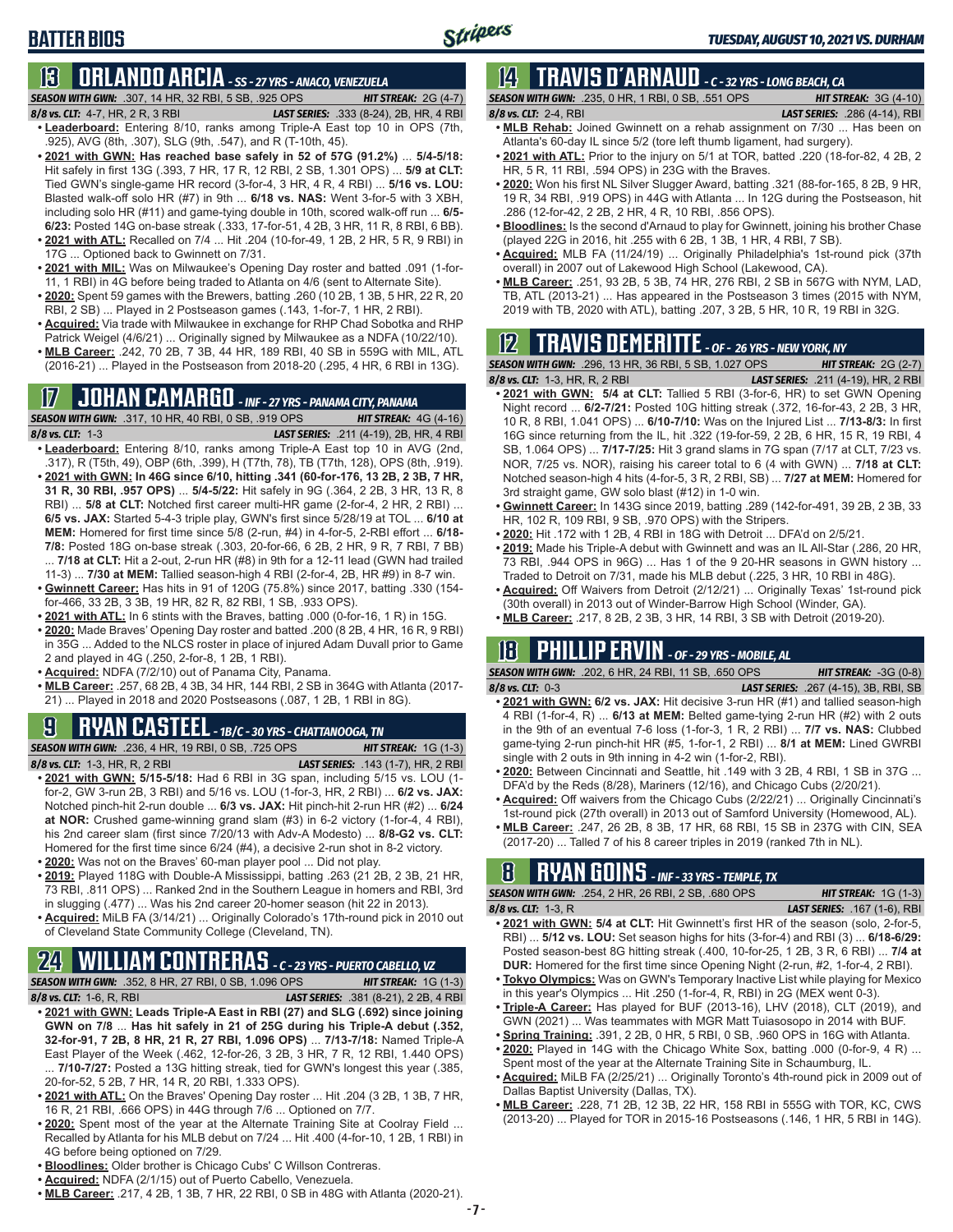# BATTER BIOS

## 13 ORLANDO ARCIA - SS - 27 YRS - ANACO, VENEZUELA

**SEASON WITH GWN:** .307, 14 HR, 32 RBI, 5 SB, .925 OPS **HIT STREAK:** 2G (4-7)
**8/8 vs. CLT:** 4-7, HR, 2 R, 3 RBI **LAST SERIES:** .333 (8-24), 2B, HR, 4 RBI

- **Leaderboard:** Entering 8/10, ranks among Triple-A East top 10 in OPS (7th, .925), AVG (8th, .307), SLG (9th, .547), and R (T-10th, 45).
- **2021 with GWN: Has reached base safely in 52 of 57G (91.2%)** ... **5/4-5/18:** Hit safely in first 13G (.393, 7 HR, 17 R, 12 RBI, 2 SB, 1.301 OPS) ... **5/9 at CLT:** Tied GWN's single-game HR record (3-for-4, 3 HR, 4 R, 4 RBI) ... **5/16 vs. LOU:** Blasted walk-off solo HR (#7) in 9th ... **6/18 vs. NAS:** Went 3-for-5 with 3 XBH, including solo HR (#11) and game-tying double in 10th, scored walk-off run ... **6/5-6/23:** Posted 14G on-base streak (.333, 17-for-51, 4 2B, 3 HR, 11 R, 8 RBI, 6 BB).
- **2021 with ATL:** Recalled on 7/4 ... Hit .204 (10-for-49, 1 2B, 2 HR, 5 R, 9 RBI) in 17G ... Optioned back to Gwinnett on 7/31.
- **2021 with MIL:** Was on Milwaukee's Opening Day roster and batted .091 (1-for-11, 1 RBI) in 4G before being traded to Atlanta on 4/6 (sent to Alternate Site).
- **2020:** Spent 59 games with the Brewers, batting .260 (10 2B, 1 3B, 5 HR, 22 R, 20 RBI, 2 SB) ... Played in 2 Postseason games (.143, 1-for-7, 1 HR, 2 RBI).
- **Acquired:** Via trade with Milwaukee in exchange for RHP Chad Sobotka and RHP Patrick Weigel (4/6/21) ... Originally signed by Milwaukee as a NDFA (10/22/10).
- **MLB Career:** .242, 70 2B, 7 3B, 44 HR, 189 RBI, 40 SB in 559G with MIL, ATL (2016-21) ... Played in the Postseason from 2018-20 (.295, 4 HR, 6 RBI in 13G).

## 17 JOHAN CAMARGO - INF - 27 YRS - PANAMA CITY, PANAMA

**SEASON WITH GWN:** .317, 10 HR, 40 RBI, 0 SB, .919 OPS **HIT STREAK:** 4G (4-16)
**8/8 vs. CLT:** 1-3 **LAST SERIES:** .211 (4-19), 2B, HR, 4 RBI

- **Leaderboard:** Entering 8/10, ranks among Triple-A East top 10 in AVG (2nd, .317), R (T5th, 49), OBP (6th, .399), H (T7th, 78), TB (T7th, 128), OPS (8th, .919).
- **2021 with GWN: In 46G since 6/10, hitting .341 (60-for-176, 13 2B, 2 3B, 7 HR, 31 R, 30 RBI, .957 OPS)** ... **5/4-5/22:** Hit safely in 9G (.364, 2 2B, 3 HR, 13 R, 8 RBI) ... **5/8 at CLT:** Notched first career multi-HR game (2-for-4, 2 HR, 2 RBI) ... **6/5 vs. JAX:** Started 5-4-3 triple play, GWN's first since 5/28/19 at TOL ... **6/10 at MEM:** Homered for first time since 5/8 (2-run, #4) in 4-for-5, 2-RBI effort ... **6/18-7/8:** Posted 18G on-base streak (.303, 20-for-66, 6 2B, 2 HR, 9 R, 7 RBI, 7 BB) ... **7/18 at CLT:** Hit a 2-out, 2-run HR (#8) in 9th for a 12-11 lead (GWN had trailed 11-3) ... **7/30 at MEM:** Tallied season-high 4 RBI (2-for-4, 2B, HR #9) in 8-7 win.
- **Gwinnett Career:** Has hits in 91 of 120G (75.8%) since 2017, batting .330 (154-for-466, 33 2B, 3 3B, 19 HR, 82 R, 82 RBI, 1 SB, .933 OPS).
- **2021 with ATL:** In 6 stints with the Braves, batting .000 (0-for-16, 1 R) in 15G.
- **2020:** Made Braves' Opening Day roster and batted .200 (8 2B, 4 HR, 16 R, 9 RBI) in 35G ... Added to the NLCS roster in place of injured Adam Duvall prior to Game 2 and played in 4G (.250, 2-for-8, 1 2B, 1 RBI).
- **Acquired:** NDFA (7/2/10) out of Panama City, Panama.
- **MLB Career:** .257, 68 2B, 4 3B, 34 HR, 144 RBI, 2 SB in 364G with Atlanta (2017-21) ... Played in 2018 and 2020 Postseasons (.087, 1 2B, 1 RBI in 8G).

## 9 RYAN CASTEEL - 1B/C - 30 YRS - CHATTANOOGA, TN

**SEASON WITH GWN:** .236, 4 HR, 19 RBI, 0 SB, .725 OPS **HIT STREAK:** 1G (1-3)
**8/8 vs. CLT:** 1-3, HR, R, 2 RBI **LAST SERIES:** .143 (1-7), HR, 2 RBI

- **2021 with GWN: 5/15-5/18:** Had 6 RBI in 3G span, including 5/15 vs. LOU (1-for-2, GW 3-run 2B, 3 RBI) and 5/16 vs. LOU (1-for-3, HR, 2 RBI) ... **6/2 vs. JAX:** Notched pinch-hit 2-run double ... **6/3 vs. JAX:** Hit pinch-hit 2-run HR (#2) ... **6/24 at NOR:** Crushed game-winning grand slam (#3) in 6-2 victory (1-for-4, 4 RBI), his 2nd career slam (first since 7/20/13 with Adv-A Modesto) ... **8/8-G2 vs. CLT:** Homered for the first time since 6/24 (#4), a decisive 2-run shot in 8-2 victory.
- **2020:** Was not on the Braves' 60-man player pool ... Did not play.
- **2019:** Played 118G with Double-A Mississippi, batting .263 (21 2B, 2 3B, 21 HR, 73 RBI, .811 OPS) ... Ranked 2nd in the Southern League in homers and RBI, 3rd in slugging (.477) ... Was his 2nd career 20-homer season (hit 22 in 2013).
- **Acquired:** MiLB FA (3/14/21) ... Originally Colorado's 17th-round pick in 2010 out of Cleveland State Community College (Cleveland, TN).

## 24 WILLIAM CONTRERAS - C - 23 YRS - PUERTO CABELLO, VZ

**SEASON WITH GWN:** .352, 8 HR, 27 RBI, 0 SB, 1.096 OPS **HIT STREAK:** 1G (1-3)
**8/8 vs. CLT:** 1-6, R, RBI **LAST SERIES:** .381 (8-21), 2 2B, 4 RBI

- **2021 with GWN: Leads Triple-A East in RBI (27) and SLG (.692) since joining GWN on 7/8** ... **Has hit safely in 21 of 25G during his Triple-A debut (.352, 32-for-91, 7 2B, 8 HR, 21 R, 27 RBI, 1.096 OPS)** ... **7/13-7/18:** Named Triple-A East Player of the Week (.462, 12-for-26, 3 2B, 3 HR, 7 R, 12 RBI, 1.440 OPS) ... **7/10-7/27:** Posted a 13G hitting streak, tied for GWN's longest this year (.385, 20-for-52, 5 2B, 7 HR, 14 R, 20 RBI, 1.333 OPS).
- **2021 with ATL:** On the Braves' Opening Day roster ... Hit .204 (3 2B, 1 3B, 7 HR, 16 R, 21 RBI, .666 OPS) in 44G through 7/6 ... Optioned on 7/7.
- **2020:** Spent most of the year at the Alternate Training Site at Coolray Field ... Recalled by Atlanta for his MLB debut on 7/24 ... Hit .400 (4-for-10, 1 2B, 1 RBI) in 4G before being optioned on 7/29.
- **Bloodlines:** Older brother is Chicago Cubs' C Willson Contreras.
- **Acquired:** NDFA (2/1/15) out of Puerto Cabello, Venezuela.
- **MLB Career:** .217, 4 2B, 1 3B, 7 HR, 22 RBI, 0 SB in 48G with Atlanta (2020-21).

## 14 TRAVIS D'ARNAUD - C - 32 YRS - LONG BEACH, CA

**SEASON WITH GWN:** .235, 0 HR, 1 RBI, 0 SB, .551 OPS **HIT STREAK:** 3G (4-10)
**8/8 vs. CLT:** 2-4, RBI **LAST SERIES:** .286 (4-14), RBI

- **MLB Rehab:** Joined Gwinnett on a rehab assignment on 7/30 ... Has been on Atlanta's 60-day IL since 5/2 (tore left thumb ligament, had surgery).
- **2021 with ATL:** Prior to the injury on 5/1 at TOR, batted .220 (18-for-82, 4 2B, 2 HR, 5 R, 11 RBI, .594 OPS) in 23G with the Braves.
- **2020:** Won his first NL Silver Slugger Award, batting .321 (88-for-165, 8 2B, 9 HR, 19 R, 34 RBI, .919 OPS) in 44G with Atlanta ... In 12G during the Postseason, hit .286 (12-for-42, 2 2B, 2 HR, 4 R, 10 RBI, .856 OPS).
- **Bloodlines:** Is the second d'Arnaud to play for Gwinnett, joining his brother Chase (played 22G in 2016, hit .255 with 6 2B, 1 3B, 1 HR, 4 RBI, 7 SB).
- **Acquired:** MLB FA (11/24/19) ... Originally Philadelphia's 1st-round pick (37th overall) in 2007 out of Lakewood High School (Lakewood, CA).
- **MLB Career:** .251, 93 2B, 5 3B, 74 HR, 276 RBI, 2 SB in 567G with NYM, LAD, TB, ATL (2013-21) ... Has appeared in the Postseason 3 times (2015 with NYM, 2019 with TB, 2020 with ATL), batting .207, 3 2B, 5 HR, 10 R, 19 RBI in 32G.

## 12 TRAVIS DEMERITTE - OF - 26 YRS - NEW YORK, NY

**SEASON WITH GWN:** .296, 13 HR, 36 RBI, 5 SB, 1.027 OPS **HIT STREAK:** 2G (2-7)
**8/8 vs. CLT:** 1-3, HR, R, 2 RBI **LAST SERIES:** .211 (4-19), HR, 2 RBI

- **2021 with GWN: 5/4 at CLT:** Tallied 5 RBI (3-for-6, HR) to set GWN Opening Night record ... **6/2-7/21:** Posted 10G hitting streak (.372, 16-for-43, 2 2B, 3 HR, 10 R, 8 RBI, 1.041 OPS) ... **6/10-7/10:** Was on the Injured List ... **7/13-8/3:** In first 16G since returning from the IL, hit .322 (19-for-59, 2 2B, 6 HR, 15 R, 19 RBI, 4 SB, 1.064 OPS) ... **7/17-7/25:** Hit 3 grand slams in 7G span (7/17 at CLT, 7/23 vs. NOR, 7/25 vs. NOR), raising his career total to 6 (4 with GWN) ... **7/18 at CLT:** Notched season-high 4 hits (4-for-5, 3 R, 2 RBI, SB) ... **7/27 at MEM:** Homered for 3rd straight game, GW solo blast (#12) in 1-0 win.
- **Gwinnett Career:** In 143G since 2019, batting .289 (142-for-491, 39 2B, 2 3B, 33 HR, 102 R, 109 RBI, 9 SB, .970 OPS) with the Stripers.
- **2020:** Hit .172 with 1 2B, 4 RBI in 18G with Detroit ... DFA'd on 2/5/21.
- **2019:** Made his Triple-A debut with Gwinnett and was an IL All-Star (.286, 20 HR, 73 RBI, .944 OPS in 96G) ... Has 1 of the 9 20-HR seasons in GWN history ... Traded to Detroit on 7/31, made his MLB debut (.225, 3 HR, 10 RBI in 48G).
- **Acquired:** Off Waivers from Detroit (2/12/21) ... Originally Texas' 1st-round pick (30th overall) in 2013 out of Winder-Barrow High School (Winder, GA).
- **MLB Career:** .217, 8 2B, 2 3B, 3 HR, 14 RBI, 3 SB with Detroit (2019-20).

## 18 PHILLIP ERVIN - OF - 29 YRS - MOBILE, AL

**SEASON WITH GWN:** .202, 6 HR, 24 RBI, 11 SB, .650 OPS **HIT STREAK:** -3G (0-8)
**8/8 vs. CLT:** 0-3 **LAST SERIES:** .267 (4-15), 3B, RBI, SB

- **2021 with GWN: 6/2 vs. JAX:** Hit decisive 3-run HR (#1) and tallied season-high 4 RBI (1-for-4, R) ... **6/13 at MEM:** Belted game-tying 2-run HR (#2) with 2 outs in the 9th of an eventual 7-6 loss (1-for-3, 1 R, 2 RBI) ... **7/7 vs. NAS:** Clubbed game-tying 2-run pinch-hit HR (#5, 1-for-1, 2 RBI) ... **8/1 at MEM:** Lined GWRBI single with 2 outs in 9th inning in 4-2 win (1-for-2, RBI).
- **2020:** Between Cincinnati and Seattle, hit .149 with 3 2B, 4 RBI, 1 SB in 37G ... DFA'd by the Reds (8/28), Mariners (12/16), and Chicago Cubs (2/20/21).
- **Acquired:** Off waivers from the Chicago Cubs (2/22/21) ... Originally Cincinnati's 1st-round pick (27th overall) in 2013 out of Samford University (Homewood, AL).
- **MLB Career:** .247, 26 2B, 8 3B, 17 HR, 68 RBI, 15 SB in 237G with CIN, SEA (2017-20) ... Talled 7 of his 8 career triples in 2019 (ranked 7th in NL).

## 8 RYAN GOINS - INF - 33 YRS - TEMPLE, TX

**SEASON WITH GWN:** .254, 2 HR, 26 RBI, 2 SB, .680 OPS **HIT STREAK:** 1G (1-3)
**8/8 vs. CLT:** 1-3, R **LAST SERIES:** .167 (1-6), RBI

- **2021 with GWN: 5/4 at CLT:** Hit Gwinnett's first HR of the season (solo, 2-for-5, RBI) ... **5/12 vs. LOU:** Set season highs for hits (3-for-4) and RBI (3) ... **6/18-6/29:** Posted season-best 8G hitting streak (.400, 10-for-25, 1 2B, 3 R, 6 RBI) ... **7/4 at DUR:** Homered for the first time since Opening Night (2-run, #2, 1-for-4, 2 RBI).
- **Tokyo Olympics:** Was on GWN's Temporary Inactive List while playing for Mexico in this year's Olympics ... Hit .250 (1-for-4, R, RBI) in 2G (MEX went 0-3).
- **Triple-A Career:** Has played for BUF (2013-16), LHV (2018), CLT (2019), and GWN (2021) ... Was teammates with MGR Matt Tuiasosopo in 2014 with BUF.
- **Spring Training:** .391, 2 2B, 0 HR, 5 RBI, 0 SB, .960 OPS in 16G with Atlanta.
- **2020:** Played in 14G with the Chicago White Sox, batting .000 (0-for-9, 4 R) ... Spent most of the year at the Alternate Training Site in Schaumburg, IL.
- **Acquired:** MiLB FA (2/25/21) ... Originally Toronto's 4th-round pick in 2009 out of Dallas Baptist University (Dallas, TX).
- **MLB Career:** .228, 71 2B, 12 3B, 22 HR, 158 RBI in 555G with TOR, KC, CWS (2013-20) ... Played for TOR in 2015-16 Postseasons (.146, 1 HR, 5 RBI in 14G).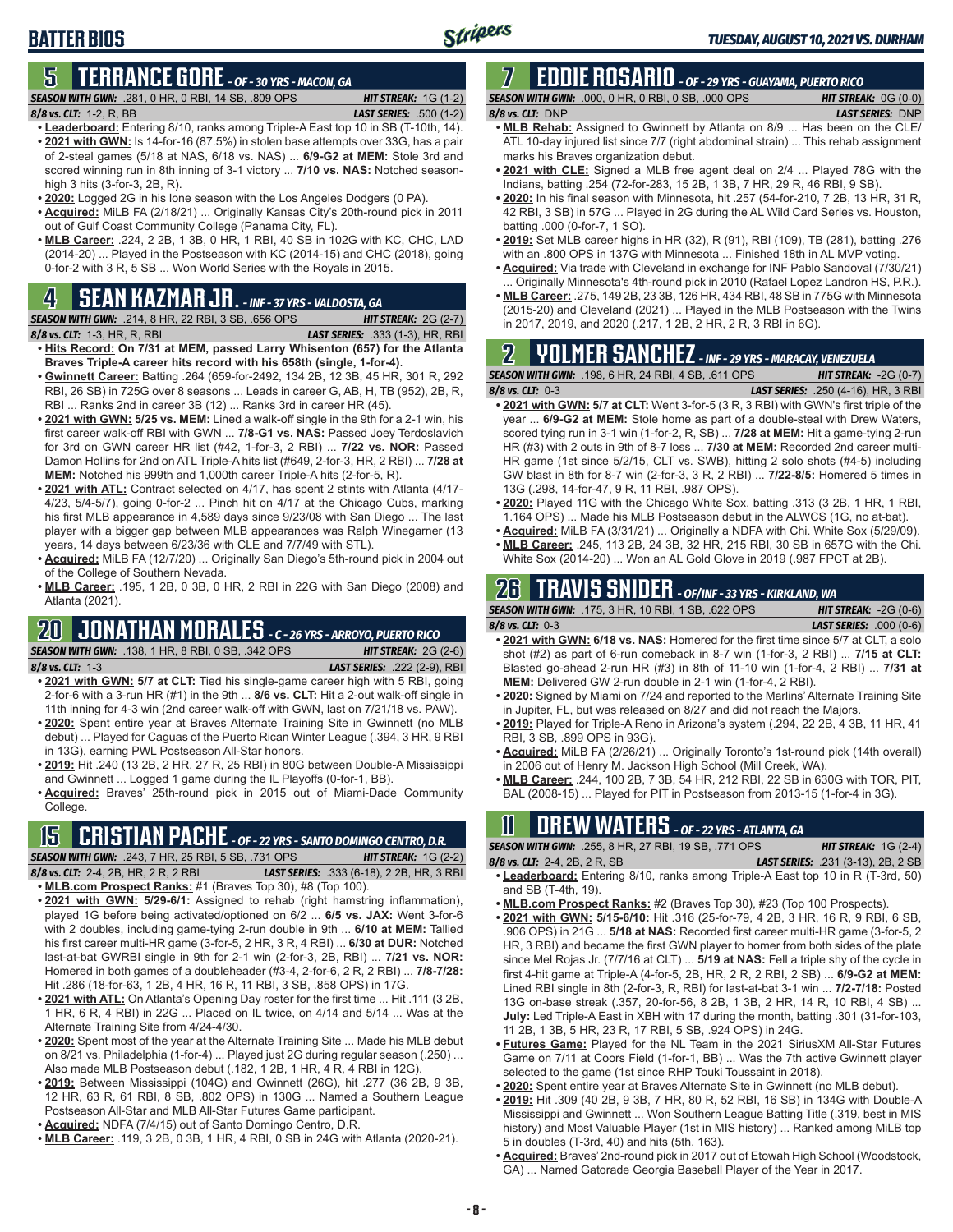## BATTER BIOS

## 5 TERRANCE GORE - OF - 30 YRS - MACON, GA

**SEASON WITH GWN:** .281, 0 HR, 0 RBI, 14 SB, .809 OPS **HIT STREAK:** 1G (1-2)
**8/8 vs. CLT:** 1-2, R, BB **LAST SERIES:** .500 (1-2)

- **Leaderboard:** Entering 8/10, ranks among Triple-A East top 10 in SB (T-10th, 14).
- **2021 with GWN:** Is 14-for-16 (87.5%) in stolen base attempts over 33G, has a pair of 2-steal games (5/18 at NAS, 6/18 vs. NAS) ... **6/9-G2 at MEM:** Stole 3rd and scored winning run in 8th inning of 3-1 victory ... **7/10 vs. NAS:** Notched season-high 3 hits (3-for-3, 2B, R).
- **2020:** Logged 2G in his lone season with the Los Angeles Dodgers (0 PA).
- **Acquired:** MiLB FA (2/18/21) ... Originally Kansas City's 20th-round pick in 2011 out of Gulf Coast Community College (Panama City, FL).
- **MLB Career:** .224, 2 2B, 1 3B, 0 HR, 1 RBI, 40 SB in 102G with KC, CHC, LAD (2014-20) ... Played in the Postseason with KC (2014-15) and CHC (2018), going 0-for-2 with 3 R, 5 SB ... Won World Series with the Royals in 2015.

## 4 SEAN KAZMAR JR. - INF - 37 YRS - VALDOSTA, GA

**SEASON WITH GWN:** .214, 8 HR, 22 RBI, 3 SB, .656 OPS **HIT STREAK:** 2G (2-7)
**8/8 vs. CLT:** 1-3, HR, R, RBI **LAST SERIES:** .333 (1-3), HR, RBI

- **Hits Record: On 7/31 at MEM, passed Larry Whisenton (657) for the Atlanta Braves Triple-A career hits record with his 658th (single, 1-for-4)**.
- **Gwinnett Career:** Batting .264 (659-for-2492, 134 2B, 12 3B, 45 HR, 301 R, 292 RBI, 26 SB) in 725G over 8 seasons ... Leads in career G, AB, H, TB (952), 2B, R, RBI ... Ranks 2nd in career 3B (12) ... Ranks 3rd in career HR (45).
- **2021 with GWN: 5/25 vs. MEM:** Lined a walk-off single in the 9th for a 2-1 win, his first career walk-off RBI with GWN ... **7/8-G1 vs. NAS:** Passed Joey Terdoslavich for 3rd on GWN career HR list (#42, 1-for-3, 2 RBI) ... **7/22 vs. NOR:** Passed Damon Hollins for 2nd on ATL Triple-A hits list (#649, 2-for-3, HR, 2 RBI) ... **7/28 at MEM:** Notched his 999th and 1,000th career Triple-A hits (2-for-5, R).
- **2021 with ATL:** Contract selected on 4/17, has spent 2 stints with Atlanta (4/17-4/23, 5/4-5/7), going 0-for-2 ... Pinch hit on 4/17 at the Chicago Cubs, marking his first MLB appearance in 4,589 days since 9/23/08 with San Diego ... The last player with a bigger gap between MLB appearances was Ralph Winegarner (13 years, 14 days between 6/23/36 with CLE and 7/7/49 with STL).
- **Acquired:** MiLB FA (12/7/20) ... Originally San Diego's 5th-round pick in 2004 out of the College of Southern Nevada.
- **MLB Career:** .195, 1 2B, 0 3B, 0 HR, 2 RBI in 22G with San Diego (2008) and Atlanta (2021).

## 20 JONATHAN MORALES - C - 26 YRS - ARROYO, PUERTO RICO

**SEASON WITH GWN:** .138, 1 HR, 8 RBI, 0 SB, .342 OPS **HIT STREAK:** -2G (2-6)
**8/8 vs. CLT:** 1-3 **LAST SERIES:** .222 (2-9), RBI

- **2021 with GWN: 5/7 at CLT:** Tied his single-game career high with 5 RBI, going 2-for-6 with a 3-run HR (#1) in the 9th ... **8/6 vs. CLT:** Hit a 2-out walk-off single in the 11th inning for 4-3 win (2nd career walk-off with GWN, last on 7/21/18 vs. PAW).
- **2020:** Spent entire year at Braves Alternate Training Site in Gwinnett (no MLB debut) ... Played for Caguas of the Puerto Rican Winter League (.394, 3 HR, 9 RBI in 13G), earning PWL Postseason All-Star honors.
- **2019:** Hit .240 (13 2B, 2 HR, 27 R, 25 RBI) in 80G between Double-A Mississippi and Gwinnett ... Logged 1 game during the IL Playoffs (0-for-1, BB).
- **Acquired:** Braves' 25th-round pick in 2015 out of Miami-Dade Community College.

## 15 CRISTIAN PACHE - OF - 22 YRS - SANTO DOMINGO CENTRO, D.R.

**SEASON WITH GWN:** .243, 7 HR, 25 RBI, 5 SB, .731 OPS **HIT STREAK:** 1G (2-2)
**8/8 vs. CLT:** 2-4, 2B, HR, 2 R, 2 RBI **LAST SERIES:** .333 (6-18), 2 2B, HR, 3 RBI

- **MLB.com Prospect Ranks:** #1 (Braves Top 30), #8 (Top 100).
- **2021 with GWN: 5/29-6/1:** Assigned to rehab (right hamstring inflammation), played 1G before being activated/optioned on 6/2 ... **6/5 vs. JAX:** Went 3-for-6 with 2 doubles, including game-tying 2-run double in 9th ... **6/10 at MEM:** Tallied his first career multi-HR game (3-for-5, 2 HR, 3 R, 4 RBI) ... **6/30 at DUR:** Notched last-at-bat GWRBI single in 9th for 2-1 win (2-for-3, 2B, RBI) ... **7/21 vs. NOR:** Homered in both games of a doubleheader (#3-4, 2-for-6, 2 R, 2 RBI) ... **7/8-7/28:** Hit .286 (18-for-63, 1 2B, 4 HR, 16 R, 11 RBI, 3 SB, .858 OPS) in 17G.
- **2021 with ATL:** On Atlanta's Opening Day roster for the first time ... Hit .111 (3 2B, 1 HR, 6 R, 4 RBI) in 22G ... Placed on IL twice, on 4/14 and 5/14 ... Was at the Alternate Training Site from 4/24-4/30.
- **2020:** Spent most of the year at the Alternate Training Site ... Made his MLB debut on 8/21 vs. Philadelphia (1-for-4) ... Played just 2G during regular season (.250) ... Also made MLB Postseason debut (.182, 1 2B, 1 HR, 4 R, 4 RBI in 12G).
- **2019:** Between Mississippi (104G) and Gwinnett (26G), hit .277 (36 2B, 9 3B, 12 HR, 63 R, 61 RBI, 8 SB, .802 OPS) in 130G ... Named a Southern League Postseason All-Star and MLB All-Star Futures Game participant.
- **Acquired:** NDFA (7/4/15) out of Santo Domingo Centro, D.R.
- **MLB Career:** .119, 3 2B, 0 3B, 1 HR, 4 RBI, 0 SB in 24G with Atlanta (2020-21).

## 7 EDDIE ROSARIO - OF - 29 YRS - GUAYAMA, PUERTO RICO

**SEASON WITH GWN:** .000, 0 HR, 0 RBI, 0 SB, .000 OPS **HIT STREAK:** 0G (0-0)
**8/8 vs. CLT:** DNP **LAST SERIES:** DNP

- **MLB Rehab:** Assigned to Gwinnett by Atlanta on 8/9 ... Has been on the CLE/ATL 10-day injured list since 7/7 (right abdominal strain) ... This rehab assignment marks his Braves organization debut.
- **2021 with CLE:** Signed a MLB free agent deal on 2/4 ... Played 78G with the Indians, batting .254 (72-for-283, 15 2B, 1 3B, 7 HR, 29 R, 46 RBI, 9 SB).
- **2020:** In his final season with Minnesota, hit .257 (54-for-210, 7 2B, 13 HR, 31 R, 42 RBI, 3 SB) in 57G ... Played in 2G during the AL Wild Card Series vs. Houston, batting .000 (0-for-7, 1 SO).
- **2019:** Set MLB career highs in HR (32), R (91), RBI (109), TB (281), batting .276 with an .800 OPS in 137G with Minnesota ... Finished 18th in AL MVP voting.
- **Acquired:** Via trade with Cleveland in exchange for INF Pablo Sandoval (7/30/21) ... Originally Minnesota's 4th-round pick in 2010 (Rafael Lopez Landron HS, P.R.).
- **MLB Career:** .275, 149 2B, 23 3B, 126 HR, 434 RBI, 48 SB in 775G with Minnesota (2015-20) and Cleveland (2021) ... Played in the MLB Postseason with the Twins in 2017, 2019, and 2020 (.217, 1 2B, 2 HR, 2 R, 3 RBI in 6G).

## 2 YOLMER SANCHEZ - INF - 29 YRS - MARACAY, VENEZUELA

**SEASON WITH GWN:** .198, 6 HR, 24 RBI, 4 SB, .611 OPS **HIT STREAK:** -2G (0-7)
**8/8 vs. CLT:** 0-3 **LAST SERIES:** .250 (4-16), HR, 3 RBI

- **2021 with GWN: 5/7 at CLT:** Went 3-for-5 (3 R, 3 RBI) with GWN's first triple of the year ... **6/9-G2 at MEM:** Stole home as part of a double-steal with Drew Waters, scored tying run in 3-1 win (1-for-2, R, SB) ... **7/28 at MEM:** Hit a game-tying 2-run HR (#3) with 2 outs in 9th of 8-7 loss ... **7/30 at MEM:** Recorded 2nd career multi-HR game (1st since 5/2/15, CLT vs. SWB), hitting 2 solo shots (#4-5) including GW blast in 8th for 8-7 win (2-for-3, 3 R, 2 RBI) ... **7/22-8/5:** Homered 5 times in 13G (.298, 14-for-47, 9 R, 11 RBI, .987 OPS).
- **2020:** Played 11G with the Chicago White Sox, batting .313 (3 2B, 1 HR, 1 RBI, 1.164 OPS) ... Made his MLB Postseason debut in the ALWCS (1G, no at-bat).
- **Acquired:** MiLB FA (3/31/21) ... Originally a NDFA with Chi. White Sox (5/29/09).
- **MLB Career:** .245, 113 2B, 24 3B, 32 HR, 215 RBI, 30 SB in 657G with the Chi. White Sox (2014-20) ... Won an AL Gold Glove in 2019 (.987 FPCT at 2B).

## 26 TRAVIS SNIDER - OF/INF - 33 YRS - KIRKLAND, WA

**SEASON WITH GWN:** .175, 3 HR, 10 RBI, 1 SB, .622 OPS **HIT STREAK:** -2G (0-6)
**8/8 vs. CLT:** 0-3 **LAST SERIES:** .000 (0-6)

- **2021 with GWN: 6/18 vs. NAS:** Homered for the first time since 5/7 at CLT, a solo shot (#2) as part of 6-run comeback in 8-7 win (1-for-3, 2 RBI) ... **7/15 at CLT:** Blasted go-ahead 2-run HR (#3) in 8th of 11-10 win (1-for-4, 2 RBI) ... **7/31 at MEM:** Delivered GW 2-run double in 2-1 win (1-for-4, 2 RBI).
- **2020:** Signed by Miami on 7/24 and reported to the Marlins' Alternate Training Site in Jupiter, FL, but was released on 8/27 and did not reach the Majors.
- **2019:** Played for Triple-A Reno in Arizona's system (.294, 22 2B, 4 3B, 11 HR, 41 RBI, 3 SB, .899 OPS in 93G).
- **Acquired:** MiLB FA (2/26/21) ... Originally Toronto's 1st-round pick (14th overall) in 2006 out of Henry M. Jackson High School (Mill Creek, WA).
- **MLB Career:** .244, 100 2B, 7 3B, 54 HR, 212 RBI, 22 SB in 630G with TOR, PIT, BAL (2008-15) ... Played for PIT in Postseason from 2013-15 (1-for-4 in 3G).

## 11 DREW WATERS - OF - 22 YRS - ATLANTA, GA

**SEASON WITH GWN:** .255, 8 HR, 27 RBI, 19 SB, .771 OPS **HIT STREAK:** 1G (2-4)
**8/8 vs. CLT:** 2-4, 2B, 2 R, SB **LAST SERIES:** .231 (3-13), 2B, 2 SB

- **Leaderboard:** Entering 8/10, ranks among Triple-A East top 10 in R (T-3rd, 50) and SB (T-4th, 19).
- **MLB.com Prospect Ranks:** #2 (Braves Top 30), #23 (Top 100 Prospects).
- **2021 with GWN: 5/15-6/10:** Hit .316 (25-for-79, 4 2B, 3 HR, 16 R, 9 RBI, 6 SB, .906 OPS) in 21G ... **5/18 at NAS:** Recorded first career multi-HR game (3-for-5, 2 HR, 3 RBI) and became the first GWN player to homer from both sides of the plate since Mel Rojas Jr. (7/7/16 at CLT) ... **5/19 at NAS:** Fell a triple shy of the cycle in first 4-hit game at Triple-A (4-for-5, 2B, HR, 2 R, 2 RBI, 2 SB) ... **6/9-G2 at MEM:** Lined RBI single in 8th (2-for-3, R, RBI) for last-at-bat 3-1 win ... **7/2-7/18:** Posted 13G on-base streak (.357, 20-for-56, 8 2B, 1 3B, 2 HR, 14 R, 10 RBI, 4 SB) ... **July:** Led Triple-A East in XBH with 17 during the month, batting .301 (31-for-103, 11 2B, 1 3B, 5 HR, 23 R, 17 RBI, 5 SB, .924 OPS) in 24G.
- **Futures Game:** Played for the NL Team in the 2021 SiriusXM All-Star Futures Game on 7/11 at Coors Field (1-for-1, BB) ... Was the 7th active Gwinnett player selected to the game (1st since RHP Touki Toussaint in 2018).
- **2020:** Spent entire year at Braves Alternate Site in Gwinnett (no MLB debut).
- **2019:** Hit .309 (40 2B, 9 3B, 7 HR, 80 R, 52 RBI, 16 SB) in 134G with Double-A Mississippi and Gwinnett ... Won Southern League Batting Title (.319, best in MIS history) and Most Valuable Player (1st in MIS history) ... Ranked among MiLB top 5 in doubles (T-3rd, 40) and hits (5th, 163).
- **Acquired:** Braves' 2nd-round pick in 2017 out of Etowah High School (Woodstock, GA) ... Named Gatorade Georgia Baseball Player of the Year in 2017.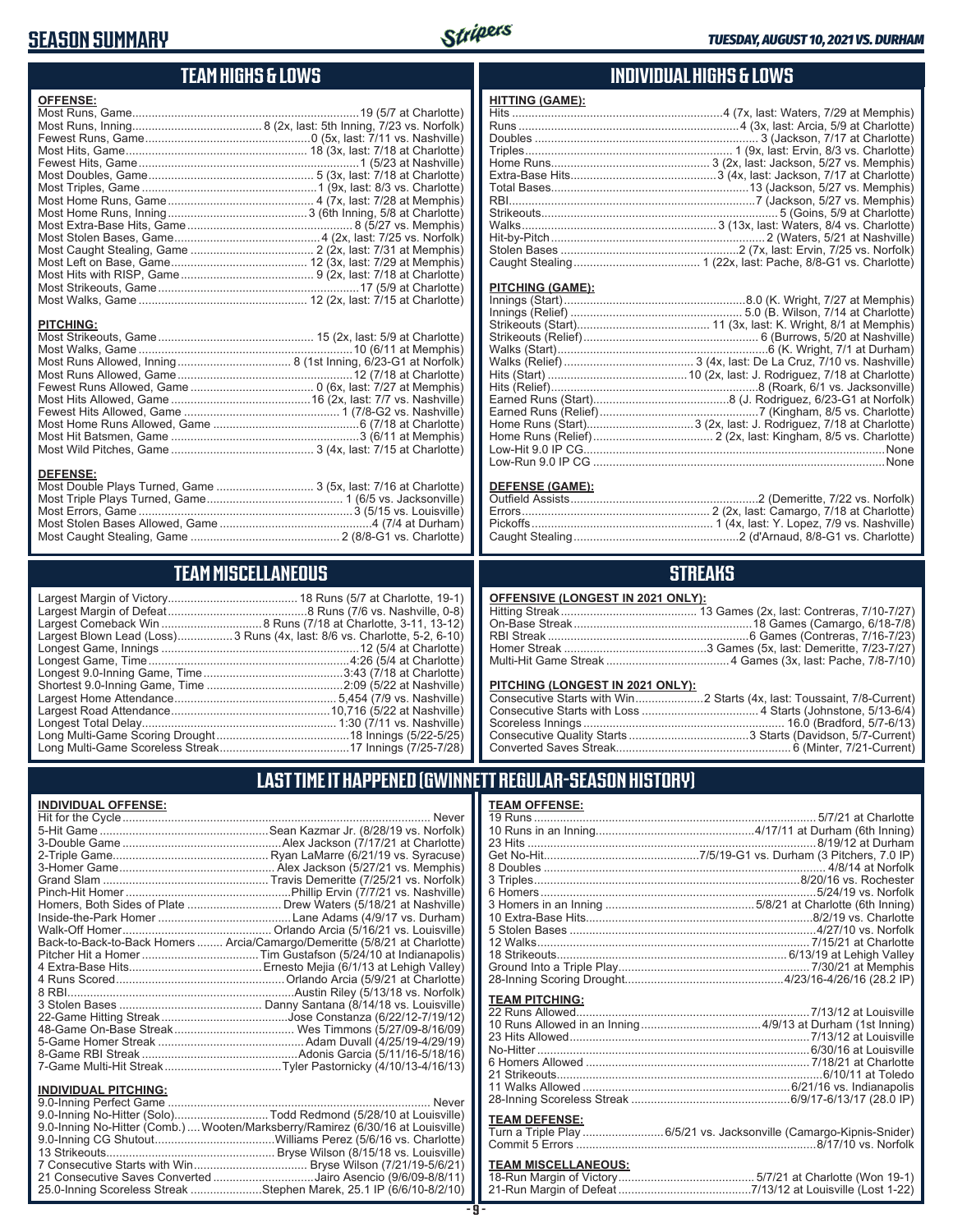# SEASON SUMMARY

**TUESDAY, AUGUST 10, 2021 VS. DURHAM**

## TEAM HIGHS & LOWS

**OFFENSE:**

| | |
|---|---|
| Most Runs, Game | 19 (5/7 at Charlotte) |
| Most Runs, Inning | 8 (2x, last: 5th Inning, 7/23 vs. Norfolk) |
| Fewest Runs, Game | 0 (5x, last: 7/11 vs. Nashville) |
| Most Hits, Game | 18 (3x, last: 7/18 at Charlotte) |
| Fewest Hits, Game | 1 (5/23 at Nashville) |
| Most Doubles, Game | 5 (3x, last: 7/18 at Charlotte) |
| Most Triples, Game | 1 (9x, last: 8/3 vs. Charlotte) |
| Most Home Runs, Game | 4 (7x, last: 7/28 at Memphis) |
| Most Home Runs, Inning | 3 (6th Inning, 5/8 at Charlotte) |
| Most Extra-Base Hits, Game | 8 (5/27 vs. Memphis) |
| Most Stolen Bases, Game | 4 (2x, last: 7/25 vs. Norfolk) |
| Most Caught Stealing, Game | 2 (2x, last: 7/31 at Memphis) |
| Most Left on Base, Game | 12 (3x, last: 7/29 at Memphis) |
| Most Hits with RISP, Game | 9 (2x, last: 7/18 at Charlotte) |
| Most Strikeouts, Game | 17 (5/9 at Charlotte) |
| Most Walks, Game | 12 (2x, last: 7/15 at Charlotte) |

**PITCHING:**

| | |
|---|---|
| Most Strikeouts, Game | 15 (2x, last: 5/9 at Charlotte) |
| Most Walks, Game | 10 (6/11 at Memphis) |
| Most Runs Allowed, Inning | 8 (1st Inning, 6/23-G1 at Norfolk) |
| Most Runs Allowed, Game | 12 (7/18 at Charlotte) |
| Fewest Runs Allowed, Game | 0 (6x, last: 7/27 at Memphis) |
| Most Hits Allowed, Game | 16 (2x, last: 7/15 vs. Nashville) |
| Fewest Hits Allowed, Game | 1 (7/8-G2 vs. Nashville) |
| Most Home Runs Allowed, Game | 6 (7/18 at Charlotte) |
| Most Hit Batsmen, Game | 3 (6/11 at Memphis) |
| Most Wild Pitches, Game | 3 (4x, last: 7/15 at Charlotte) |

**DEFENSE:**

| | |
|---|---|
| Most Double Plays Turned, Game | 3 (5x, last: 7/16 at Charlotte) |
| Most Triple Plays Turned, Game | 1 (6/5 vs. Jacksonville) |
| Most Errors, Game | 3 (5/15 vs. Louisville) |
| Most Stolen Bases Allowed, Game | 4 (7/4 at Durham) |
| Most Caught Stealing, Game | 2 (8/8-G1 vs. Charlotte) |

## INDIVIDUAL HIGHS & LOWS

**HITTING (GAME):**

| | |
|---|---|
| Hits | 4 (7x, last: Waters, 7/29 at Memphis) |
| Runs | 4 (3x, last: Arcia, 5/9 at Charlotte) |
| Doubles | 3 (Jackson, 7/17 at Charlotte) |
| Triples | 1 (9x, last: Ervin, 8/3 vs. Charlotte) |
| Home Runs | 3 (2x, last: Jackson, 5/27 vs. Memphis) |
| Extra-Base Hits | 3 (4x, last: Jackson, 7/17 at Charlotte) |
| Total Bases | 13 (Jackson, 5/27 vs. Memphis) |
| RBI | 7 (Jackson, 5/27 vs. Memphis) |
| Strikeouts | 5 (Goins, 5/9 at Charlotte) |
| Walks | 3 (13x, last: Waters, 8/4 vs. Charlotte) |
| Hit-by-Pitch | 2 (Waters, 5/21 at Nashville) |
| Stolen Bases | 2 (7x, last: Ervin, 7/25 vs. Norfolk) |
| Caught Stealing | 1 (22x, last: Pache, 8/8-G1 vs. Charlotte) |

**PITCHING (GAME):**

| | |
|---|---|
| Innings (Start) | 8.0 (K. Wright, 7/27 at Memphis) |
| Innings (Relief) | 5.0 (B. Wilson, 7/14 at Charlotte) |
| Strikeouts (Start) | 11 (3x, last: K. Wright, 8/1 at Memphis) |
| Strikeouts (Relief) | 6 (Burrows, 5/20 at Nashville) |
| Walks (Start) | 6 (K. Wright, 7/1 at Durham) |
| Walks (Relief) | 3 (4x, last: De La Cruz, 7/10 vs. Nashville) |
| Hits (Start) | 10 (2x, last: J. Rodriguez, 7/18 at Charlotte) |
| Hits (Relief) | 8 (Roark, 6/1 vs. Jacksonville) |
| Earned Runs (Start) | 8 (J. Rodriguez, 6/23-G1 at Norfolk) |
| Earned Runs (Relief) | 7 (Kingham, 8/5 vs. Charlotte) |
| Home Runs (Start) | 3 (2x, last: J. Rodriguez, 7/18 at Charlotte) |
| Home Runs (Relief) | 2 (2x, last: Kingham, 8/5 vs. Charlotte) |
| Low-Hit 9.0 IP CG | None |
| Low-Run 9.0 IP CG | None |

**DEFENSE (GAME):**

| | |
|---|---|
| Outfield Assists | 2 (Demeritte, 7/22 vs. Norfolk) |
| Errors | 2 (2x, last: Camargo, 7/18 at Charlotte) |
| Pickoffs | 1 (4x, last: Y. Lopez, 7/9 vs. Nashville) |
| Caught Stealing | 2 (d'Arnaud, 8/8-G1 vs. Charlotte) |

## TEAM MISCELLANEOUS

| | |
|---|---|
| Largest Margin of Victory | 18 Runs (5/7 at Charlotte, 19-1) |
| Largest Margin of Defeat | 8 Runs (7/6 vs. Nashville, 0-8) |
| Largest Comeback Win | 8 Runs (7/18 at Charlotte, 3-11, 13-12) |
| Largest Blown Lead (Loss) | 3 Runs (4x, last: 8/6 vs. Charlotte, 5-2, 6-10) |
| Longest Game, Innings | 12 (5/4 at Charlotte) |
| Longest Game, Time | 4:26 (5/4 at Charlotte) |
| Longest 9.0-Inning Game, Time | 3:43 (7/18 at Charlotte) |
| Shortest 9.0-Inning Game, Time | 2:09 (5/22 at Nashville) |
| Largest Home Attendance | 5,454 (7/9 vs. Nashville) |
| Largest Road Attendance | 10,716 (5/22 at Nashville) |
| Longest Total Delay | 1:30 (7/11 vs. Nashville) |
| Long Multi-Game Scoring Drought | 18 Innings (5/22-5/25) |
| Long Multi-Game Scoreless Streak | 17 Innings (7/25-7/28) |

## STREAKS

**OFFENSIVE (LONGEST IN 2021 ONLY):**

| | |
|---|---|
| Hitting Streak | 13 Games (2x, last: Contreras, 7/10-7/27) |
| On-Base Streak | 18 Games (Camargo, 6/18-7/8) |
| RBI Streak | 6 Games (Contreras, 7/16-7/23) |
| Homer Streak | 3 Games (5x, last: Demeritte, 7/23-7/27) |
| Multi-Hit Game Streak | 4 Games (3x, last: Pache, 7/8-7/10) |

**PITCHING (LONGEST IN 2021 ONLY):**

| | |
|---|---|
| Consecutive Starts with Win | 2 Starts (4x, last: Toussaint, 7/8-Current) |
| Consecutive Starts with Loss | 4 Starts (Johnstone, 5/13-6/4) |
| Scoreless Innings | 16.0 (Bradford, 5/7-6/13) |
| Consecutive Quality Starts | 3 Starts (Davidson, 5/7-Current) |
| Converted Saves Streak | 6 (Minter, 7/21-Current) |

## LAST TIME IT HAPPENED (GWINNETT REGULAR-SEASON HISTORY)

**INDIVIDUAL OFFENSE:**

| | |
|---|---|
| Hit for the Cycle | Never |
| 5-Hit Game | Sean Kazmar Jr. (8/28/19 vs. Norfolk) |
| 3-Double Game | Alex Jackson (7/17/21 at Charlotte) |
| 2-Triple Game | Ryan LaMarre (6/21/19 vs. Syracuse) |
| 3-Homer Game | Alex Jackson (5/27/21 vs. Memphis) |
| Grand Slam | Travis Demeritte (7/25/21 vs. Norfolk) |
| Pinch-Hit Homer | Phillip Ervin (7/7/21 vs. Nashville) |
| Homers, Both Sides of Plate | Drew Waters (5/18/21 at Nashville) |
| Inside-the-Park Homer | Lane Adams (4/9/17 vs. Durham) |
| Walk-Off Homer | Orlando Arcia (5/16/21 vs. Louisville) |
| Back-to-Back-to-Back Homers | Arcia/Camargo/Demeritte (5/8/21 at Charlotte) |
| Pitcher Hit a Homer | Tim Gustafson (5/24/10 at Indianapolis) |
| 4 Extra-Base Hits | Ernesto Mejia (6/1/13 at Lehigh Valley) |
| 4 Runs Scored | Orlando Arcia (5/9/21 at Charlotte) |
| 8 RBI | Austin Riley (5/13/18 vs. Norfolk) |
| 3 Stolen Bases | Danny Santana (8/14/18 vs. Louisville) |
| 22-Game Hitting Streak | Jose Constanza (6/22/12-7/19/12) |
| 48-Game On-Base Streak | Wes Timmons (5/27/09-8/16/09) |
| 5-Game Homer Streak | Adam Duvall (4/25/19-4/29/19) |
| 8-Game RBI Streak | Adonis Garcia (5/11/16-5/18/16) |
| 7-Game Multi-Hit Streak | Tyler Pastornicky (4/10/13-4/16/13) |

**INDIVIDUAL PITCHING:**

| | |
|---|---|
| 9.0-Inning Perfect Game | Never |
| 9.0-Inning No-Hitter (Solo) | Todd Redmond (5/28/10 at Louisville) |
| 9.0-Inning No-Hitter (Comb.) | Wooten/Marksberry/Ramirez (6/30/16 at Louisville) |
| 9.0-Inning CG Shutout | Williams Perez (5/6/16 vs. Charlotte) |
| 13 Strikeouts | Bryse Wilson (8/15/18 vs. Louisville) |
| 7 Consecutive Starts with Win | Bryse Wilson (7/21/19-5/6/21) |
| 21 Consecutive Saves Converted | Jairo Asencio (9/6/09-8/8/11) |
| 25.0-Inning Scoreless Streak | Stephen Marek, 25.1 IP (6/6/10-8/2/10) |

**TEAM OFFENSE:**

| | |
|---|---|
| 19 Runs | 5/7/21 at Charlotte |
| 10 Runs in an Inning | 4/17/11 at Durham (6th Inning) |
| 23 Hits | 8/19/12 at Durham |
| Get No-Hit | 7/5/19-G1 vs. Durham (3 Pitchers, 7.0 IP) |
| 8 Doubles | 4/8/14 at Norfolk |
| 3 Triples | 8/20/16 vs. Rochester |
| 6 Homers | 5/24/19 vs. Norfolk |
| 3 Homers in an Inning | 5/8/21 at Charlotte (6th Inning) |
| 10 Extra-Base Hits | 8/2/19 vs. Charlotte |
| 5 Stolen Bases | 4/27/10 vs. Norfolk |
| 12 Walks | 7/15/21 at Charlotte |
| 18 Strikeouts | 6/13/19 at Lehigh Valley |
| Ground Into a Triple Play | 7/30/21 at Memphis |
| 28-Inning Scoring Drought | 4/23/16-4/26/16 (28.2 IP) |

**TEAM PITCHING:**

| | |
|---|---|
| 22 Runs Allowed | 7/13/12 at Louisville |
| 10 Runs Allowed in an Inning | 4/9/13 at Durham (1st Inning) |
| 23 Hits Allowed | 7/13/12 at Louisville |
| No-Hitter | 6/30/16 at Louisville |
| 6 Homers Allowed | 7/18/21 at Charlotte |
| 21 Strikeouts | 6/10/11 at Toledo |
| 11 Walks Allowed | 6/21/16 vs. Indianapolis |
| 28-Inning Scoreless Streak | 6/9/17-6/13/17 (28.0 IP) |

**TEAM DEFENSE:**

| | |
|---|---|
| Turn a Triple Play | 6/5/21 vs. Jacksonville (Camargo-Kipnis-Snider) |
| Commit 5 Errors | 8/17/10 vs. Norfolk |

**TEAM MISCELLANEOUS:**

| | |
|---|---|
| 18-Run Margin of Victory | 5/7/21 at Charlotte (Won 19-1) |
| 21-Run Margin of Defeat | 7/13/12 at Louisville (Lost 1-22) |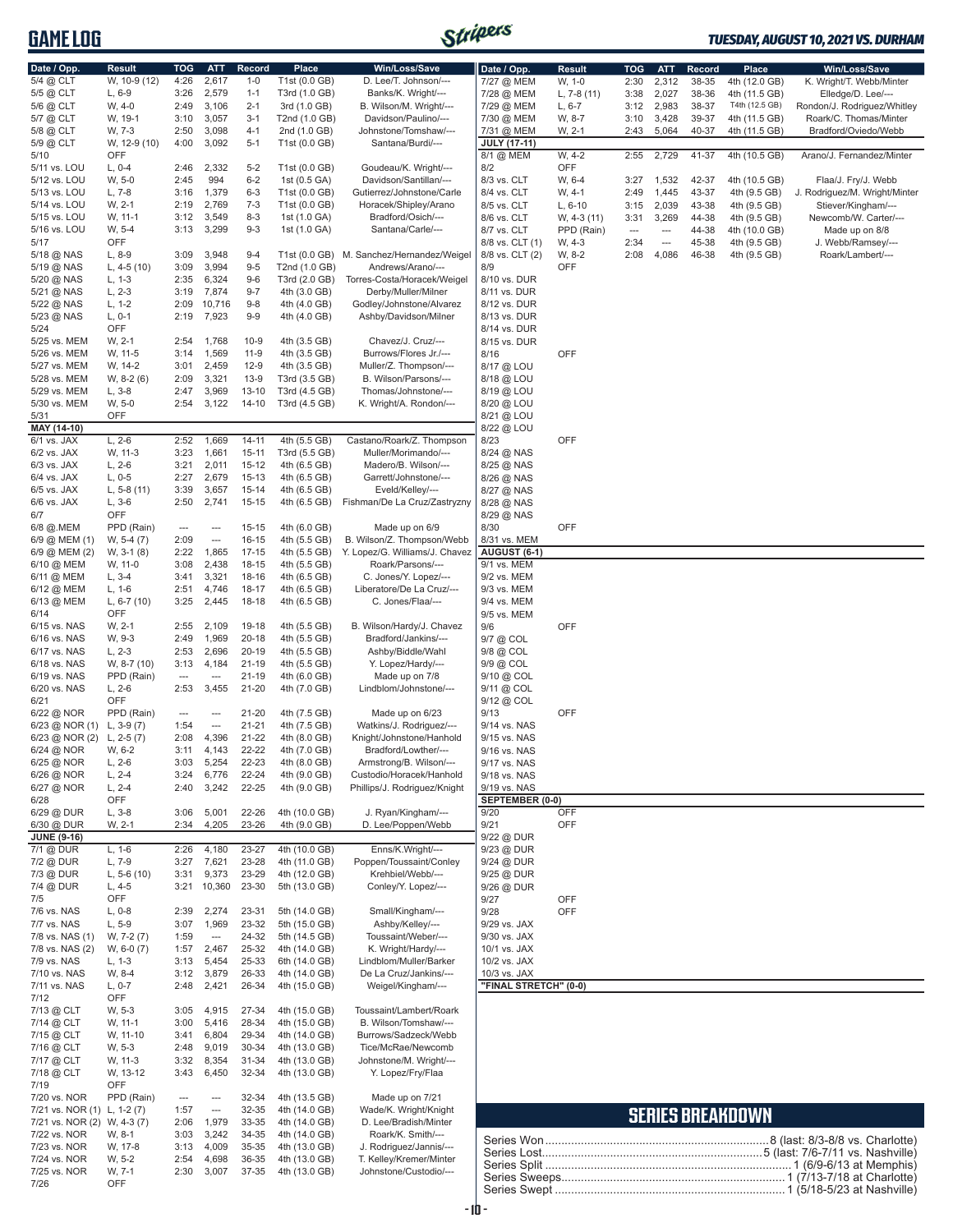## GAME LOG

**TUESDAY, AUGUST 10, 2021 VS. DURHAM**

| Date / Opp. | Result | TOG | ATT | Record | Place | Win/Loss/Save |
|---|---|---|---|---|---|---|
| 5/4 @ CLT | W, 10-9 (12) | 4:26 | 2,617 | 1-0 | T1st (0.0 GB) | D. Lee/T. Johnson/--- |
| 5/5 @ CLT | L, 6-9 | 3:26 | 2,579 | 1-1 | T3rd (1.0 GB) | Banks/K. Wright/--- |
| 5/6 @ CLT | W, 4-0 | 2:49 | 3,106 | 2-1 | 3rd (1.0 GB) | B. Wilson/M. Wright/--- |
| 5/7 @ CLT | W, 19-1 | 3:10 | 3,057 | 3-1 | T2nd (1.0 GB) | Davidson/Paulino/--- |
| 5/8 @ CLT | W, 7-3 | 2:50 | 3,098 | 4-1 | 2nd (1.0 GB) | Johnstone/Tomshaw/--- |
| 5/9 @ CLT | W, 12-9 (10) | 4:00 | 3,092 | 5-1 | T1st (0.0 GB) | Santana/Burdi/--- |
| 5/10 | OFF | | | | | |
| 5/11 vs. LOU | L, 0-4 | 2:46 | 2,332 | 5-2 | T1st (0.0 GB) | Goudeau/K. Wright/--- |
| 5/12 vs. LOU | W, 5-0 | 2:45 | 994 | 6-2 | 1st (0.5 GA) | Davidson/Santillan/--- |
| 5/13 vs. LOU | L, 7-8 | 3:16 | 1,379 | 6-3 | T1st (0.0 GB) | Gutierrez/Johnstone/Carle |
| 5/14 vs. LOU | W, 2-1 | 2:19 | 2,769 | 7-3 | T1st (0.0 GB) | Horacek/Shipley/Arano |
| 5/15 vs. LOU | W, 11-1 | 3:12 | 3,549 | 8-3 | 1st (1.0 GA) | Bradford/Osich/--- |
| 5/16 vs. LOU | W, 5-4 | 3:13 | 3,299 | 9-3 | 1st (1.0 GA) | Santana/Carle/--- |
| 5/17 | OFF | | | | | |
| 5/18 @ NAS | L, 8-9 | 3:09 | 3,948 | 9-4 | T1st (0.0 GB) | M. Sanchez/Hernandez/Weigel |
| 5/19 @ NAS | L, 4-5 (10) | 3:09 | 3,994 | 9-5 | T2nd (1.0 GB) | Andrews/Arano/--- |
| 5/20 @ NAS | L, 1-3 | 2:35 | 6,324 | 9-6 | T3rd (2.0 GB) | Torres-Costa/Horacek/Weigel |
| 5/21 @ NAS | L, 2-3 | 3:19 | 7,874 | 9-7 | 4th (3.0 GB) | Derby/Muller/Milner |
| 5/22 @ NAS | L, 1-2 | 2:09 | 10,716 | 9-8 | 4th (4.0 GB) | Godley/Johnstone/Alvarez |
| 5/23 @ NAS | L, 0-1 | 2:19 | 7,923 | 9-9 | 4th (4.0 GB) | Ashby/Davidson/Milner |
| 5/24 | OFF | | | | | |
| 5/25 vs. MEM | W, 2-1 | 2:54 | 1,768 | 10-9 | 4th (3.5 GB) | Chavez/J. Cruz/--- |
| 5/26 vs. MEM | W, 11-5 | 3:14 | 1,569 | 11-9 | 4th (3.5 GB) | Burrows/Flores Jr./--- |
| 5/27 vs. MEM | W, 14-2 | 3:01 | 2,459 | 12-9 | 4th (3.5 GB) | Muller/Z. Thompson/--- |
| 5/28 vs. MEM | W, 8-2 (6) | 2:09 | 3,321 | 13-9 | T3rd (3.5 GB) | B. Wilson/Parsons/--- |
| 5/29 vs. MEM | L, 3-8 | 2:47 | 3,969 | 13-10 | T3rd (4.5 GB) | Thomas/Johnstone/--- |
| 5/30 vs. MEM | W, 5-0 | 2:54 | 3,122 | 14-10 | T3rd (4.5 GB) | K. Wright/A. Rondon/--- |
| 5/31 | OFF | | | | | |
| **MAY (14-10)** | | | | | | |
| 6/1 vs. JAX | L, 2-6 | 2:52 | 1,669 | 14-11 | 4th (5.5 GB) | Castano/Roark/Z. Thompson |
| 6/2 vs. JAX | W, 11-3 | 3:23 | 1,661 | 15-11 | T3rd (5.5 GB) | Muller/Morimando/--- |
| 6/3 vs. JAX | L, 2-6 | 3:21 | 2,011 | 15-12 | 4th (6.5 GB) | Madero/B. Wilson/--- |
| 6/4 vs. JAX | L, 0-5 | 2:27 | 2,679 | 15-13 | 4th (6.5 GB) | Garrett/Johnstone/--- |
| 6/5 vs. JAX | L, 5-8 (11) | 3:39 | 3,657 | 15-14 | 4th (6.5 GB) | Eveld/Kelley/--- |
| 6/6 vs. JAX | L, 3-6 | 2:50 | 2,741 | 15-15 | 4th (6.5 GB) | Fishman/De La Cruz/Zastryzny |
| 6/7 | OFF | | | | | |
| 6/8 @ MEM | PPD (Rain) | --- | --- | 15-15 | 4th (6.0 GB) | Made up on 6/9 |
| 6/9 @ MEM (1) | W, 5-4 (7) | 2:09 | --- | 16-15 | 4th (5.5 GB) | B. Wilson/Z. Thompson/Webb |
| 6/9 @ MEM (2) | W, 3-1 (8) | 2:22 | 1,865 | 17-15 | 4th (5.5 GB) | Y. Lopez/G. Williams/J. Chavez |
| 6/10 @ MEM | W, 11-0 | 3:08 | 2,438 | 18-15 | 4th (5.5 GB) | Roark/Parsons/--- |
| 6/11 @ MEM | L, 3-4 | 3:41 | 3,321 | 18-16 | 4th (6.5 GB) | C. Jones/Y. Lopez/--- |
| 6/12 @ MEM | L, 1-6 | 2:51 | 4,746 | 18-17 | 4th (6.5 GB) | Liberatore/De La Cruz/--- |
| 6/13 @ MEM | L, 6-7 (10) | 3:25 | 2,445 | 18-18 | 4th (6.5 GB) | C. Jones/Flaa/--- |
| 6/14 | OFF | | | | | |
| 6/15 vs. NAS | W, 2-1 | 2:55 | 2,109 | 19-18 | 4th (5.5 GB) | B. Wilson/Hardy/J. Chavez |
| 6/16 vs. NAS | W, 9-3 | 2:49 | 1,969 | 20-18 | 4th (5.5 GB) | Bradford/Jankins/--- |
| 6/17 vs. NAS | L, 2-3 | 2:53 | 2,696 | 20-19 | 4th (5.5 GB) | Ashby/Biddle/Wahl |
| 6/18 vs. NAS | W, 8-7 (10) | 3:13 | 4,184 | 21-19 | 4th (5.5 GB) | Y. Lopez/Hardy/--- |
| 6/19 vs. NAS | PPD (Rain) | --- | --- | 21-19 | 4th (6.0 GB) | Made up on 7/8 |
| 6/20 vs. NAS | L, 2-6 | 2:53 | 3,455 | 21-20 | 4th (7.0 GB) | Lindblom/Johnstone/--- |
| 6/21 | OFF | | | | | |
| 6/22 @ NOR | PPD (Rain) | --- | --- | 21-20 | 4th (7.5 GB) | Made up on 6/23 |
| 6/23 @ NOR (1) | L, 3-9 (7) | 1:54 | --- | 21-21 | 4th (7.5 GB) | Watkins/J. Rodriguez/--- |
| 6/23 @ NOR (2) | L, 2-5 (7) | 2:08 | 4,396 | 21-22 | 4th (8.0 GB) | Knight/Johnstone/Hanhold |
| 6/24 @ NOR | W, 6-2 | 3:11 | 4,143 | 22-22 | 4th (7.0 GB) | Bradford/Lowther/--- |
| 6/25 @ NOR | L, 2-6 | 3:03 | 5,254 | 22-23 | 4th (8.0 GB) | Armstrong/B. Wilson/--- |
| 6/26 @ NOR | L, 2-4 | 3:24 | 6,776 | 22-24 | 4th (9.0 GB) | Custodio/Horacek/Hanhold |
| 6/27 @ NOR | L, 2-4 | 2:40 | 3,242 | 22-25 | 4th (9.0 GB) | Phillips/J. Rodriguez/Knight |
| 6/28 | OFF | | | | | |
| 6/29 @ DUR | L, 3-8 | 3:06 | 5,001 | 22-26 | 4th (10.0 GB) | J. Ryan/Kingham/--- |
| 6/30 @ DUR | W, 2-1 | 2:34 | 4,205 | 23-26 | 4th (9.0 GB) | D. Lee/Poppen/Webb |
| **JUNE (9-16)** | | | | | | |
| 7/1 @ DUR | L, 1-6 | 2:26 | 4,180 | 23-27 | 4th (10.0 GB) | Enns/K.Wright/--- |
| 7/2 @ DUR | L, 7-9 | 3:27 | 7,621 | 23-28 | 4th (11.0 GB) | Poppen/Toussaint/Conley |
| 7/3 @ DUR | L, 5-6 (10) | 3:31 | 9,373 | 23-29 | 4th (12.0 GB) | Krehbiel/Webb/--- |
| 7/4 @ DUR | L, 4-5 | 3:21 | 10,360 | 23-30 | 5th (13.0 GB) | Conley/Y. Lopez/--- |
| 7/5 | OFF | | | | | |
| 7/6 vs. NAS | L, 0-8 | 2:39 | 2,274 | 23-31 | 5th (14.0 GB) | Small/Kingham/--- |
| 7/7 vs. NAS | L, 5-9 | 3:07 | 1,969 | 23-32 | 5th (15.0 GB) | Ashby/Kelley/--- |
| 7/8 vs. NAS (1) | W, 7-2 (7) | 1:59 | --- | 24-32 | 5th (14.5 GB) | Toussaint/Weber/--- |
| 7/8 vs. NAS (2) | W, 6-0 (7) | 1:57 | 2,467 | 25-32 | 4th (14.0 GB) | K. Wright/Hardy/--- |
| 7/9 vs. NAS | L, 1-3 | 3:13 | 5,454 | 25-33 | 6th (14.0 GB) | Lindblom/Muller/Barker |
| 7/10 vs. NAS | W, 8-4 | 3:12 | 3,879 | 26-33 | 4th (14.0 GB) | De La Cruz/Jankins/--- |
| 7/11 vs. NAS | L, 0-7 | 2:48 | 2,421 | 26-34 | 4th (15.0 GB) | Weigel/Kingham/--- |
| 7/12 | OFF | | | | | |
| 7/13 @ CLT | W, 5-3 | 3:05 | 4,915 | 27-34 | 4th (15.0 GB) | Toussaint/Lambert/Roark |
| 7/14 @ CLT | W, 11-1 | 3:00 | 5,416 | 28-34 | 4th (15.0 GB) | B. Wilson/Tomshaw/--- |
| 7/15 @ CLT | W, 11-10 | 3:41 | 6,804 | 29-34 | 4th (14.0 GB) | Burrows/Sadzeck/Webb |
| 7/16 @ CLT | W, 5-3 | 2:48 | 9,019 | 30-34 | 4th (13.0 GB) | Tice/McRae/Newcomb |
| 7/17 @ CLT | W, 11-3 | 3:32 | 8,354 | 31-34 | 4th (13.0 GB) | Johnstone/M. Wright/--- |
| 7/18 @ CLT | W, 13-12 | 3:43 | 6,450 | 32-34 | 4th (13.0 GB) | Y. Lopez/Fry/Flaa |
| 7/19 | OFF | | | | | |
| 7/20 vs. NOR | PPD (Rain) | --- | --- | 32-34 | 4th (13.5 GB) | Made up on 7/21 |
| 7/21 vs. NOR (1) | L, 1-2 (7) | 1:57 | --- | 32-35 | 4th (14.0 GB) | Wade/K. Wright/Knight |
| 7/21 vs. NOR (2) | W, 4-3 (7) | 2:06 | 1,979 | 33-35 | 4th (14.0 GB) | D. Lee/Bradish/Minter |
| 7/22 vs. NOR | W, 8-1 | 3:03 | 3,242 | 34-35 | 4th (14.0 GB) | Roark/K. Smith/--- |
| 7/23 vs. NOR | W, 17-8 | 3:13 | 4,009 | 35-35 | 4th (13.0 GB) | J. Rodriguez/Jannis/--- |
| 7/24 vs. NOR | W, 5-2 | 2:54 | 4,698 | 36-35 | 4th (13.0 GB) | T. Kelley/Kremer/Minter |
| 7/25 vs. NOR | W, 7-1 | 2:30 | 3,007 | 37-35 | 4th (13.0 GB) | Johnstone/Custodio/--- |
| 7/26 | OFF | | | | | |
| 7/27 @ MEM | W, 1-0 | 2:30 | 2,312 | 38-35 | 4th (12.0 GB) | K. Wright/T. Webb/Minter |
| 7/28 @ MEM | L, 7-8 (11) | 3:38 | 2,027 | 38-36 | 4th (11.5 GB) | Elledge/D. Lee/--- |
| 7/29 @ MEM | L, 6-7 | 3:12 | 2,983 | 38-37 | T4th (12.5 GB) | Rondon/J. Rodriguez/Whitley |
| 7/30 @ MEM | W, 8-7 | 3:10 | 3,428 | 39-37 | 4th (11.5 GB) | Roark/C. Thomas/Minter |
| 7/31 @ MEM | W, 2-1 | 2:43 | 5,064 | 40-37 | 4th (11.5 GB) | Bradford/Oviedo/Webb |
| **JULY (17-11)** | | | | | | |
| 8/1 @ MEM | W, 4-2 | 2:55 | 2,729 | 41-37 | 4th (10.5 GB) | Arano/J. Fernandez/Minter |
| 8/2 | OFF | | | | | |
| 8/3 vs. CLT | W, 6-4 | 3:27 | 1,532 | 42-37 | 4th (10.5 GB) | Flaa/J. Fry/J. Webb |
| 8/4 vs. CLT | W, 4-1 | 2:49 | 1,445 | 43-37 | 4th (9.5 GB) | J. Rodriguez/M. Wright/Minter |
| 8/5 vs. CLT | L, 6-10 | 3:15 | 2,039 | 43-38 | 4th (9.5 GB) | Stiever/Kingham/--- |
| 8/6 vs. CLT | W, 4-3 (11) | 3:31 | 3,269 | 44-38 | 4th (10.0 GB) | Newcomb/W. Carter/--- |
| 8/7 vs. CLT | PPD (Rain) | --- | --- | 44-38 | 4th (10.0 GB) | Made up on 8/8 |
| 8/8 vs. CLT (1) | W, 4-3 | 2:34 | --- | 45-38 | 4th (9.5 GB) | J. Webb/Ramsey/--- |
| 8/8 vs. CLT (2) | W, 8-2 | 2:08 | 4,086 | 46-38 | 4th (9.5 GB) | Roark/Lambert/--- |
| 8/9 | OFF | | | | | |
| 8/10 vs. DUR | | | | | | |
| 8/11 vs. DUR | | | | | | |
| 8/12 vs. DUR | | | | | | |
| 8/13 vs. DUR | | | | | | |
| 8/14 vs. DUR | | | | | | |
| 8/15 vs. DUR | | | | | | |
| 8/16 | OFF | | | | | |
| 8/17 @ LOU | | | | | | |
| 8/18 @ LOU | | | | | | |
| 8/19 @ LOU | | | | | | |
| 8/20 @ LOU | | | | | | |
| 8/21 @ LOU | | | | | | |
| 8/22 @ LOU | | | | | | |
| 8/23 | OFF | | | | | |
| 8/24 @ NAS | | | | | | |
| 8/25 @ NAS | | | | | | |
| 8/26 @ NAS | | | | | | |
| 8/27 @ NAS | | | | | | |
| 8/28 @ NAS | | | | | | |
| 8/29 @ NAS | | | | | | |
| 8/30 | OFF | | | | | |
| 8/31 vs. MEM | | | | | | |
| **AUGUST (6-1)** | | | | | | |
| 9/1 vs. MEM | | | | | | |
| 9/2 vs. MEM | | | | | | |
| 9/3 vs. MEM | | | | | | |
| 9/4 vs. MEM | | | | | | |
| 9/5 vs. MEM | | | | | | |
| 9/6 | OFF | | | | | |
| 9/7 @ COL | | | | | | |
| 9/8 @ COL | | | | | | |
| 9/9 @ COL | | | | | | |
| 9/10 @ COL | | | | | | |
| 9/11 @ COL | | | | | | |
| 9/12 @ COL | | | | | | |
| 9/13 | OFF | | | | | |
| 9/14 vs. NAS | | | | | | |
| 9/15 vs. NAS | | | | | | |
| 9/16 vs. NAS | | | | | | |
| 9/17 vs. NAS | | | | | | |
| 9/18 vs. NAS | | | | | | |
| 9/19 vs. NAS | | | | | | |
| **SEPTEMBER (0-0)** | | | | | | |
| 9/20 | OFF | | | | | |
| 9/21 | OFF | | | | | |
| 9/22 @ DUR | | | | | | |
| 9/23 @ DUR | | | | | | |
| 9/24 @ DUR | | | | | | |
| 9/25 @ DUR | | | | | | |
| 9/26 @ DUR | | | | | | |
| 9/27 | OFF | | | | | |
| 9/28 | OFF | | | | | |
| 9/29 vs. JAX | | | | | | |
| 9/30 vs. JAX | | | | | | |
| 10/1 vs. JAX | | | | | | |
| 10/2 vs. JAX | | | | | | |
| 10/3 vs. JAX | | | | | | |
| **"FINAL STRETCH" (0-0)** | | | | | | |

## SERIES BREAKDOWN

Series Won .................... 8 (last: 8/3-8/8 vs. Charlotte)
Series Lost .................... 5 (last: 7/6-7/11 vs. Nashville)
Series Split .................... 1 (6/9-6/13 at Memphis)
Series Sweeps .................... 1 (7/13-7/18 at Charlotte)
Series Swept .................... 1 (5/18-5/23 at Nashville)